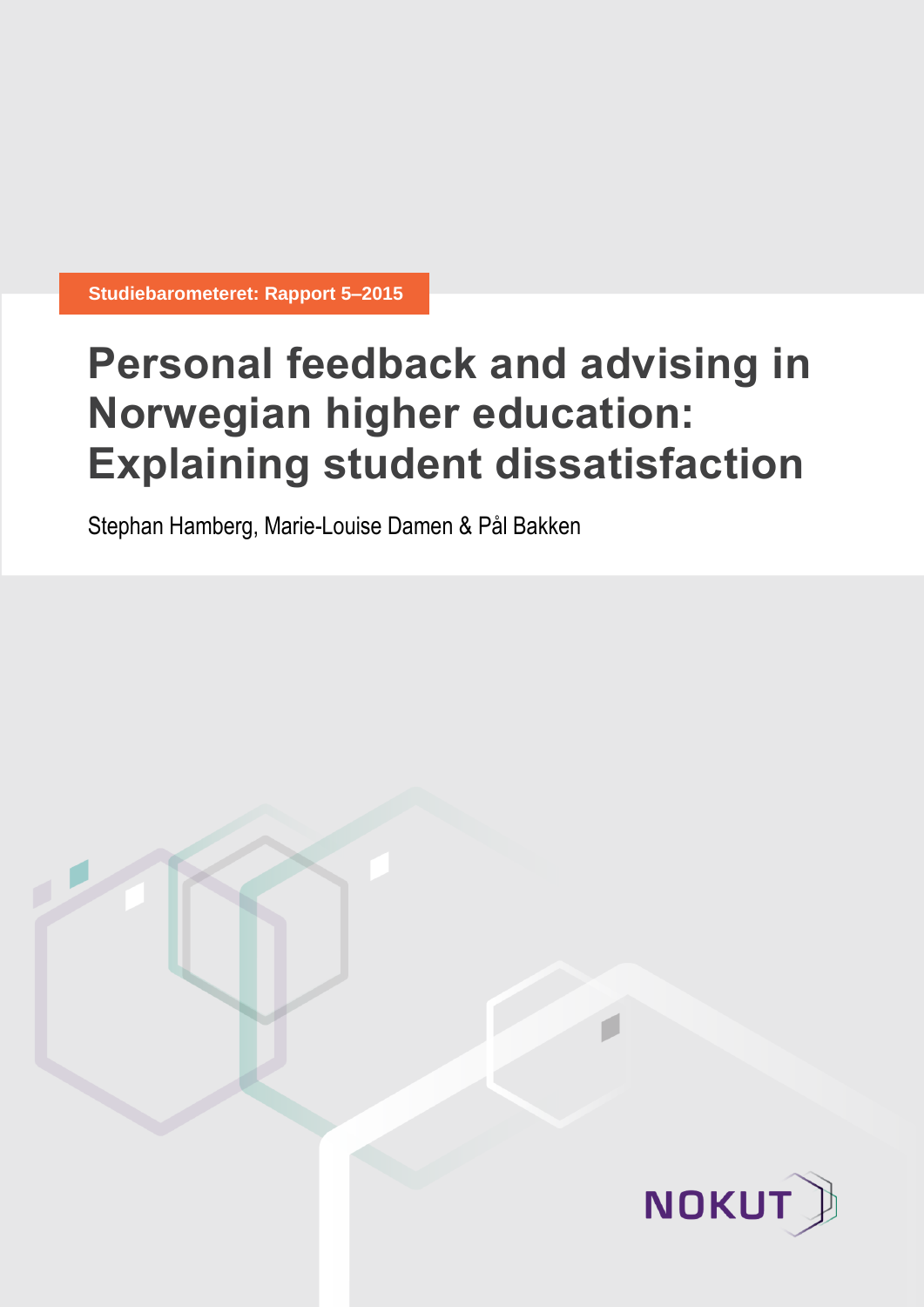Studiebarometeret: Rapport 5–2015

# Personal feedback and advising in Norwegian higher education: Explaining student dissatisfaction

Stephan Hamberg, Marie-Louise Damen & Pål Bakken

NOKUT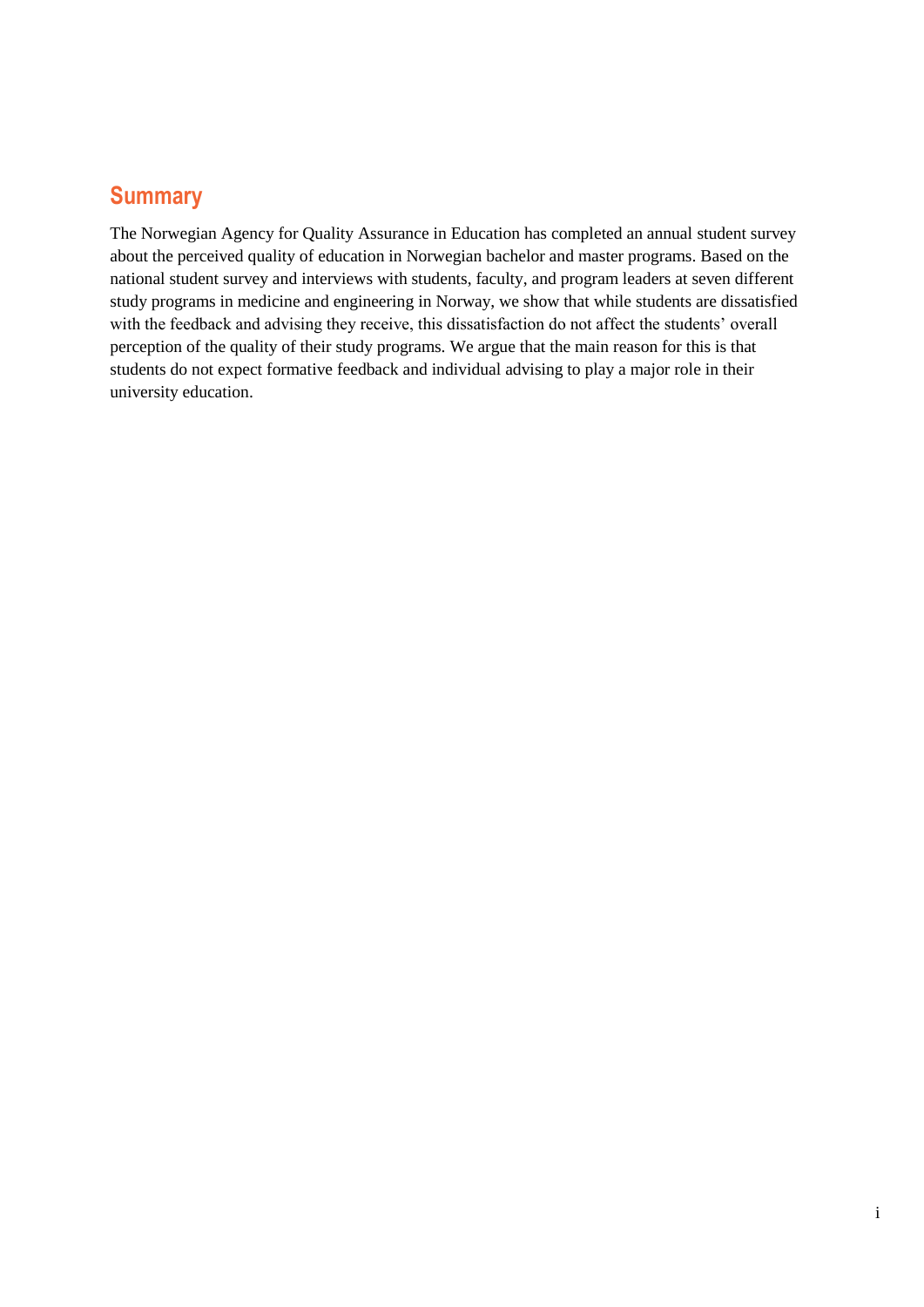## Summary

The Norwegian Agency for Quality Assurance in Education has completed an annual student survey about the perceived quality of education in Norwegian bachelor and master programs. Based on the national student survey and interviews with students, faculty, and program leaders at seven different study programs in medicine and engineering in Norway, we show that while students are dissatisfied with the feedback and advising they receive, this dissatisfaction do not affect the students' overall perception of the quality of their study programs. We argue that the main reason for this is that students do not expect formative feedback and individual advising to play a major role in their university education.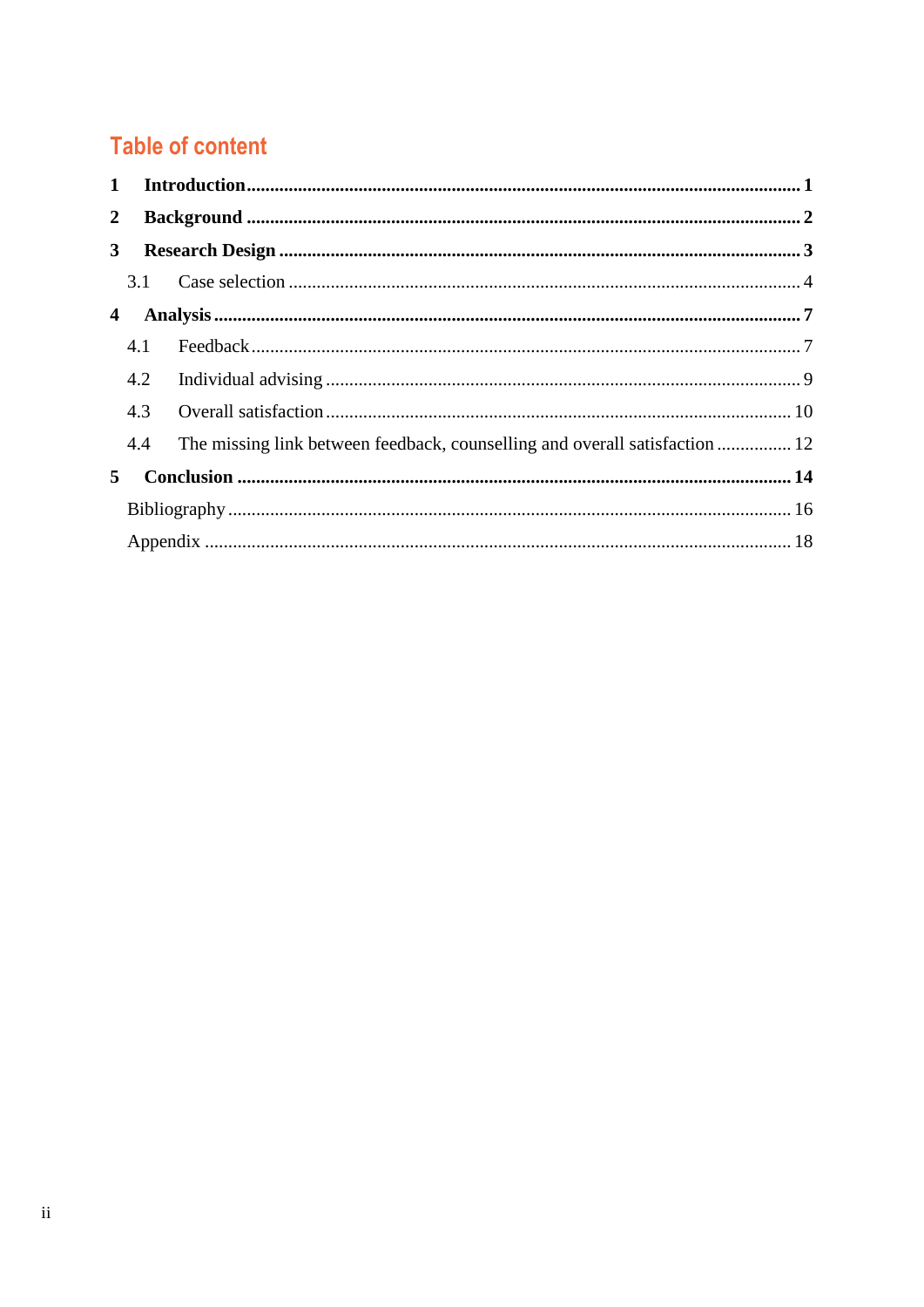# Table of content

**1 Introduction** ..... **1**

**2 Background** ..... **2**

**3 Research Design** ..... **3**

3.1 Case selection ..... 4

**4 Analysis** ..... **7**

4.1 Feedback ..... 7

4.2 Individual advising ..... 9

4.3 Overall satisfaction ..... 10

4.4 The missing link between feedback, counselling and overall satisfaction ..... 12

**5 Conclusion** ..... **14**

Bibliography ..... 16

Appendix ..... 18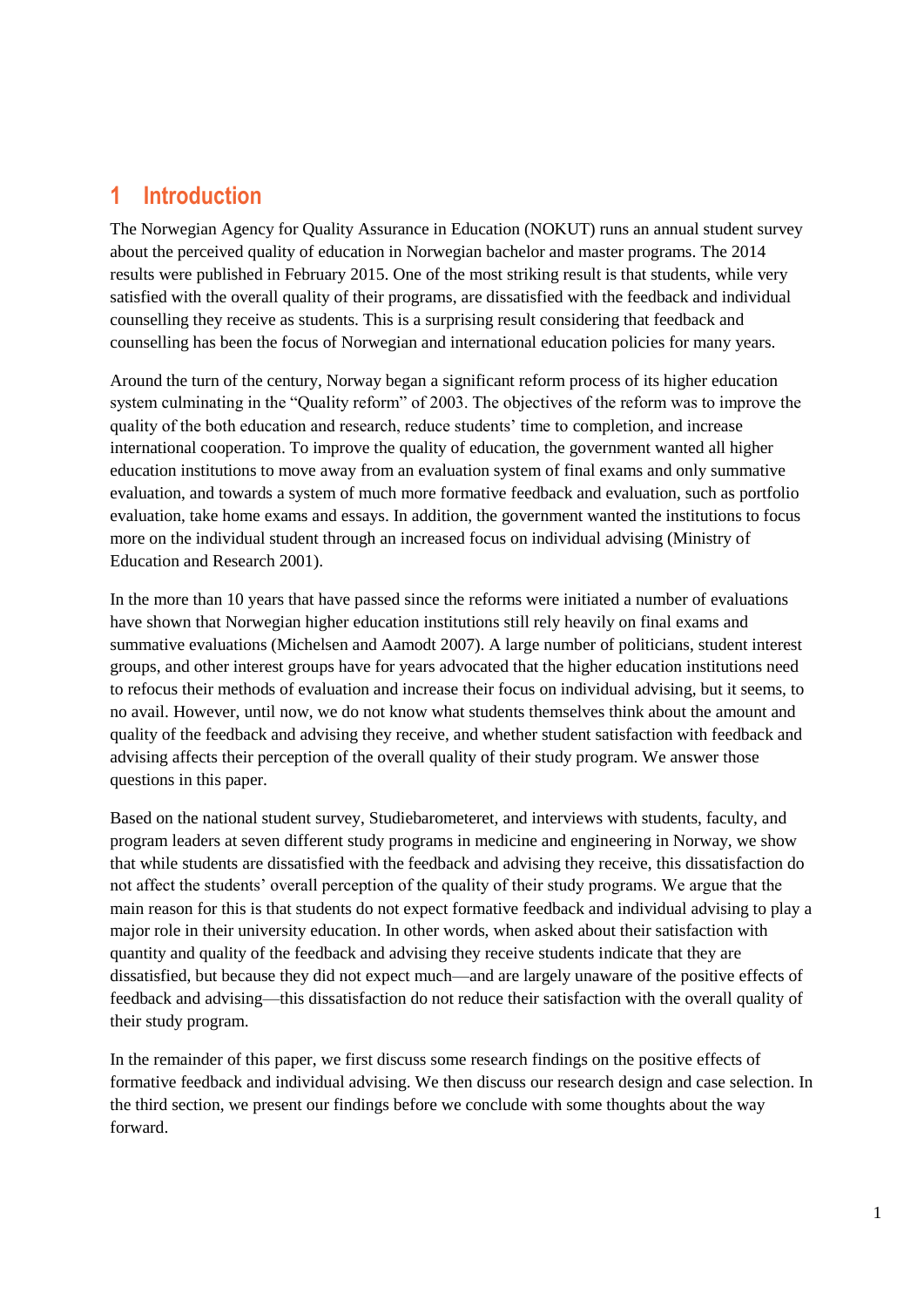# 1 Introduction

The Norwegian Agency for Quality Assurance in Education (NOKUT) runs an annual student survey about the perceived quality of education in Norwegian bachelor and master programs. The 2014 results were published in February 2015. One of the most striking result is that students, while very satisfied with the overall quality of their programs, are dissatisfied with the feedback and individual counselling they receive as students. This is a surprising result considering that feedback and counselling has been the focus of Norwegian and international education policies for many years.

Around the turn of the century, Norway began a significant reform process of its higher education system culminating in the "Quality reform" of 2003. The objectives of the reform was to improve the quality of the both education and research, reduce students' time to completion, and increase international cooperation. To improve the quality of education, the government wanted all higher education institutions to move away from an evaluation system of final exams and only summative evaluation, and towards a system of much more formative feedback and evaluation, such as portfolio evaluation, take home exams and essays. In addition, the government wanted the institutions to focus more on the individual student through an increased focus on individual advising (Ministry of Education and Research 2001).

In the more than 10 years that have passed since the reforms were initiated a number of evaluations have shown that Norwegian higher education institutions still rely heavily on final exams and summative evaluations (Michelsen and Aamodt 2007). A large number of politicians, student interest groups, and other interest groups have for years advocated that the higher education institutions need to refocus their methods of evaluation and increase their focus on individual advising, but it seems, to no avail. However, until now, we do not know what students themselves think about the amount and quality of the feedback and advising they receive, and whether student satisfaction with feedback and advising affects their perception of the overall quality of their study program. We answer those questions in this paper.

Based on the national student survey, Studiebarometeret, and interviews with students, faculty, and program leaders at seven different study programs in medicine and engineering in Norway, we show that while students are dissatisfied with the feedback and advising they receive, this dissatisfaction do not affect the students' overall perception of the quality of their study programs. We argue that the main reason for this is that students do not expect formative feedback and individual advising to play a major role in their university education. In other words, when asked about their satisfaction with quantity and quality of the feedback and advising they receive students indicate that they are dissatisfied, but because they did not expect much—and are largely unaware of the positive effects of feedback and advising—this dissatisfaction do not reduce their satisfaction with the overall quality of their study program.

In the remainder of this paper, we first discuss some research findings on the positive effects of formative feedback and individual advising. We then discuss our research design and case selection. In the third section, we present our findings before we conclude with some thoughts about the way forward.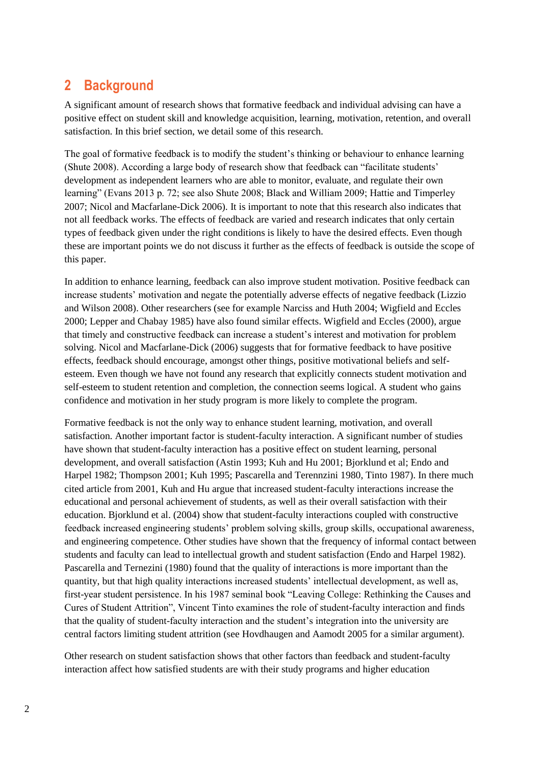## 2 Background

A significant amount of research shows that formative feedback and individual advising can have a positive effect on student skill and knowledge acquisition, learning, motivation, retention, and overall satisfaction. In this brief section, we detail some of this research.

The goal of formative feedback is to modify the student's thinking or behaviour to enhance learning (Shute 2008). According a large body of research show that feedback can "facilitate students' development as independent learners who are able to monitor, evaluate, and regulate their own learning" (Evans 2013 p. 72; see also Shute 2008; Black and William 2009; Hattie and Timperley 2007; Nicol and Macfarlane-Dick 2006). It is important to note that this research also indicates that not all feedback works. The effects of feedback are varied and research indicates that only certain types of feedback given under the right conditions is likely to have the desired effects. Even though these are important points we do not discuss it further as the effects of feedback is outside the scope of this paper.

In addition to enhance learning, feedback can also improve student motivation. Positive feedback can increase students' motivation and negate the potentially adverse effects of negative feedback (Lizzio and Wilson 2008). Other researchers (see for example Narciss and Huth 2004; Wigfield and Eccles 2000; Lepper and Chabay 1985) have also found similar effects. Wigfield and Eccles (2000), argue that timely and constructive feedback can increase a student's interest and motivation for problem solving. Nicol and Macfarlane-Dick (2006) suggests that for formative feedback to have positive effects, feedback should encourage, amongst other things, positive motivational beliefs and self-esteem. Even though we have not found any research that explicitly connects student motivation and self-esteem to student retention and completion, the connection seems logical. A student who gains confidence and motivation in her study program is more likely to complete the program.

Formative feedback is not the only way to enhance student learning, motivation, and overall satisfaction. Another important factor is student-faculty interaction. A significant number of studies have shown that student-faculty interaction has a positive effect on student learning, personal development, and overall satisfaction (Astin 1993; Kuh and Hu 2001; Bjorklund et al; Endo and Harpel 1982; Thompson 2001; Kuh 1995; Pascarella and Terennzini 1980, Tinto 1987). In there much cited article from 2001, Kuh and Hu argue that increased student-faculty interactions increase the educational and personal achievement of students, as well as their overall satisfaction with their education. Bjorklund et al. (2004) show that student-faculty interactions coupled with constructive feedback increased engineering students' problem solving skills, group skills, occupational awareness, and engineering competence. Other studies have shown that the frequency of informal contact between students and faculty can lead to intellectual growth and student satisfaction (Endo and Harpel 1982). Pascarella and Ternezini (1980) found that the quality of interactions is more important than the quantity, but that high quality interactions increased students' intellectual development, as well as, first-year student persistence. In his 1987 seminal book "Leaving College: Rethinking the Causes and Cures of Student Attrition", Vincent Tinto examines the role of student-faculty interaction and finds that the quality of student-faculty interaction and the student's integration into the university are central factors limiting student attrition (see Hovdhaugen and Aamodt 2005 for a similar argument).

Other research on student satisfaction shows that other factors than feedback and student-faculty interaction affect how satisfied students are with their study programs and higher education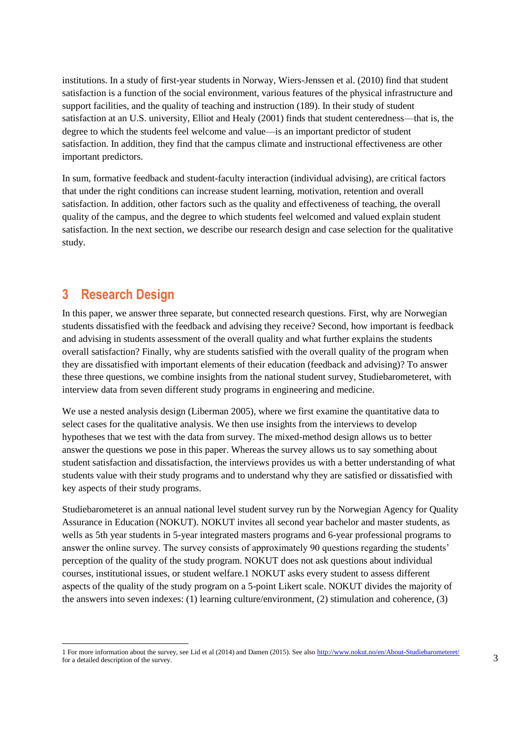institutions. In a study of first-year students in Norway, Wiers-Jenssen et al. (2010) find that student satisfaction is a function of the social environment, various features of the physical infrastructure and support facilities, and the quality of teaching and instruction (189). In their study of student satisfaction at an U.S. university, Elliot and Healy (2001) finds that student centeredness—that is, the degree to which the students feel welcome and value—is an important predictor of student satisfaction. In addition, they find that the campus climate and instructional effectiveness are other important predictors.

In sum, formative feedback and student-faculty interaction (individual advising), are critical factors that under the right conditions can increase student learning, motivation, retention and overall satisfaction. In addition, other factors such as the quality and effectiveness of teaching, the overall quality of the campus, and the degree to which students feel welcomed and valued explain student satisfaction. In the next section, we describe our research design and case selection for the qualitative study.

## 3 Research Design

In this paper, we answer three separate, but connected research questions. First, why are Norwegian students dissatisfied with the feedback and advising they receive? Second, how important is feedback and advising in students assessment of the overall quality and what further explains the students overall satisfaction? Finally, why are students satisfied with the overall quality of the program when they are dissatisfied with important elements of their education (feedback and advising)? To answer these three questions, we combine insights from the national student survey, Studiebarometeret, with interview data from seven different study programs in engineering and medicine.

We use a nested analysis design (Liberman 2005), where we first examine the quantitative data to select cases for the qualitative analysis. We then use insights from the interviews to develop hypotheses that we test with the data from survey. The mixed-method design allows us to better answer the questions we pose in this paper. Whereas the survey allows us to say something about student satisfaction and dissatisfaction, the interviews provides us with a better understanding of what students value with their study programs and to understand why they are satisfied or dissatisfied with key aspects of their study programs.

Studiebarometeret is an annual national level student survey run by the Norwegian Agency for Quality Assurance in Education (NOKUT). NOKUT invites all second year bachelor and master students, as wells as 5th year students in 5-year integrated masters programs and 6-year professional programs to answer the online survey. The survey consists of approximately 90 questions regarding the students' perception of the quality of the study program. NOKUT does not ask questions about individual courses, institutional issues, or student welfare.[1] NOKUT asks every student to assess different aspects of the quality of the study program on a 5-point Likert scale. NOKUT divides the majority of the answers into seven indexes: (1) learning culture/environment, (2) stimulation and coherence, (3)

1 For more information about the survey, see Lid et al (2014) and Damen (2015). See also http://www.nokut.no/en/About-Studiebarometeret/ for a detailed description of the survey.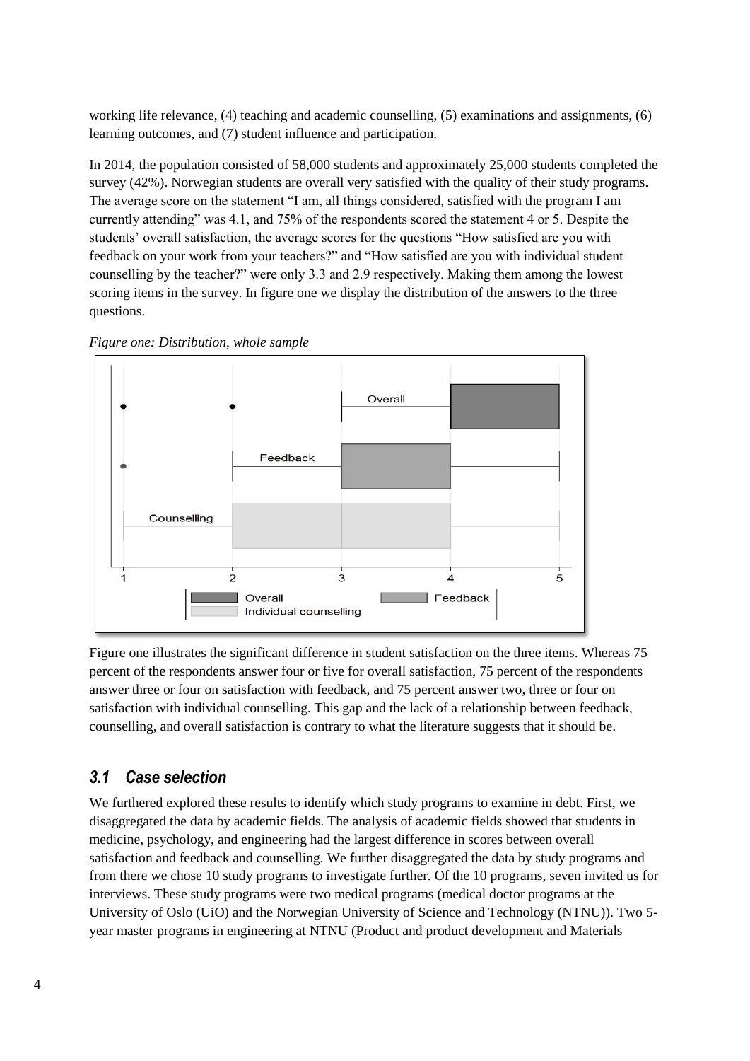working life relevance, (4) teaching and academic counselling, (5) examinations and assignments, (6) learning outcomes, and (7) student influence and participation.

In 2014, the population consisted of 58,000 students and approximately 25,000 students completed the survey (42%). Norwegian students are overall very satisfied with the quality of their study programs. The average score on the statement "I am, all things considered, satisfied with the program I am currently attending" was 4.1, and 75% of the respondents scored the statement 4 or 5. Despite the students' overall satisfaction, the average scores for the questions "How satisfied are you with feedback on your work from your teachers?" and "How satisfied are you with individual student counselling by the teacher?" were only 3.3 and 2.9 respectively. Making them among the lowest scoring items in the survey. In figure one we display the distribution of the answers to the three questions.

*Figure one: Distribution, whole sample*

Figure one illustrates the significant difference in student satisfaction on the three items. Whereas 75 percent of the respondents answer four or five for overall satisfaction, 75 percent of the respondents answer three or four on satisfaction with feedback, and 75 percent answer two, three or four on satisfaction with individual counselling. This gap and the lack of a relationship between feedback, counselling, and overall satisfaction is contrary to what the literature suggests that it should be.

## 3.1 Case selection

We furthered explored these results to identify which study programs to examine in debt. First, we disaggregated the data by academic fields. The analysis of academic fields showed that students in medicine, psychology, and engineering had the largest difference in scores between overall satisfaction and feedback and counselling. We further disaggregated the data by study programs and from there we chose 10 study programs to investigate further. Of the 10 programs, seven invited us for interviews. These study programs were two medical programs (medical doctor programs at the University of Oslo (UiO) and the Norwegian University of Science and Technology (NTNU)). Two 5-year master programs in engineering at NTNU (Product and product development and Materials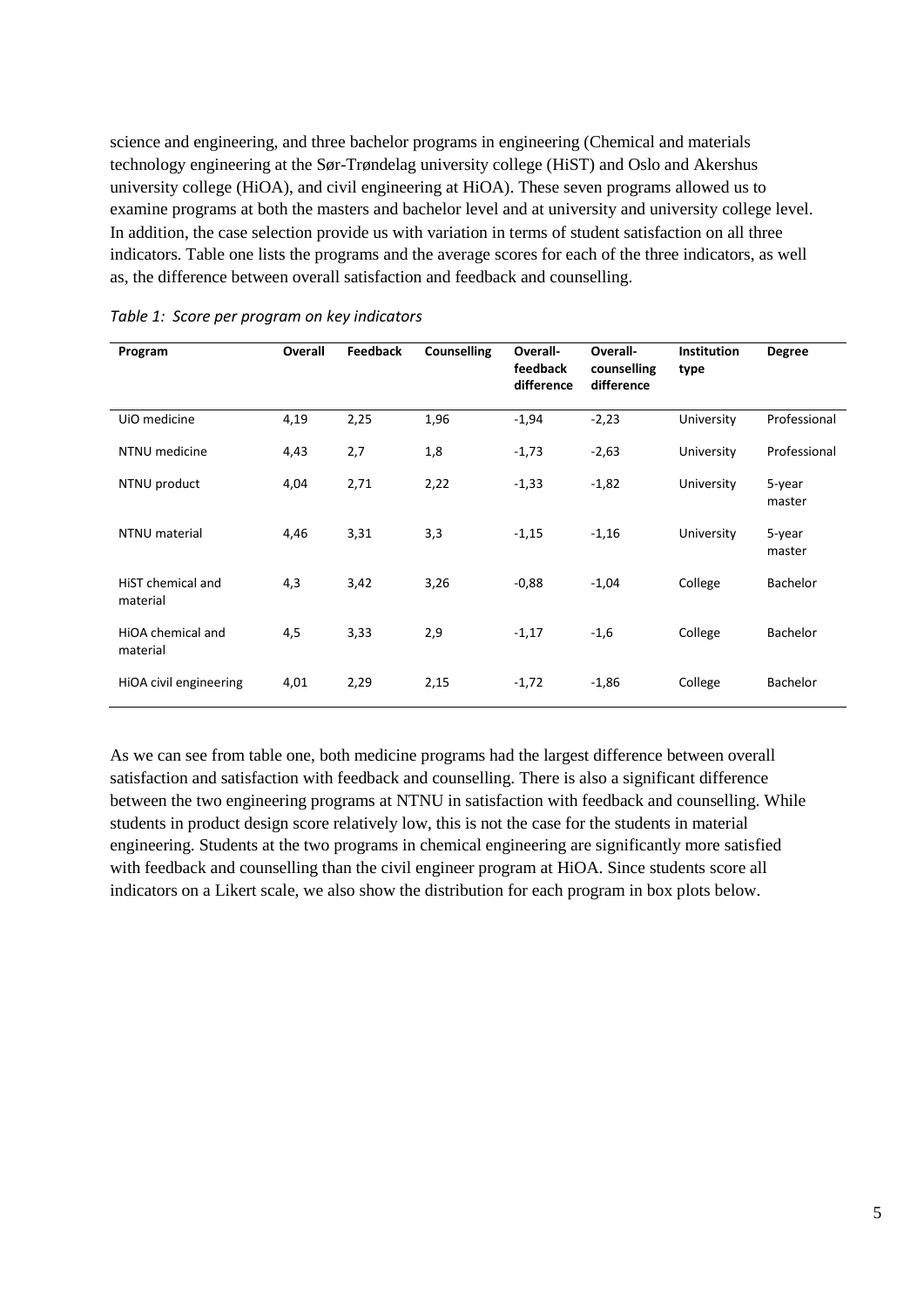science and engineering, and three bachelor programs in engineering (Chemical and materials technology engineering at the Sør-Trøndelag university college (HiST) and Oslo and Akershus university college (HiOA), and civil engineering at HiOA). These seven programs allowed us to examine programs at both the masters and bachelor level and at university and university college level. In addition, the case selection provide us with variation in terms of student satisfaction on all three indicators. Table one lists the programs and the average scores for each of the three indicators, as well as, the difference between overall satisfaction and feedback and counselling.

*Table 1: Score per program on key indicators*

| Program | Overall | Feedback | Counselling | Overall-feedback difference | Overall-counselling difference | Institution type | Degree |
|---|---|---|---|---|---|---|---|
| UiO medicine | 4,19 | 2,25 | 1,96 | -1,94 | -2,23 | University | Professional |
| NTNU medicine | 4,43 | 2,7 | 1,8 | -1,73 | -2,63 | University | Professional |
| NTNU product | 4,04 | 2,71 | 2,22 | -1,33 | -1,82 | University | 5-year master |
| NTNU material | 4,46 | 3,31 | 3,3 | -1,15 | -1,16 | University | 5-year master |
| HiST chemical and material | 4,3 | 3,42 | 3,26 | -0,88 | -1,04 | College | Bachelor |
| HiOA chemical and material | 4,5 | 3,33 | 2,9 | -1,17 | -1,6 | College | Bachelor |
| HiOA civil engineering | 4,01 | 2,29 | 2,15 | -1,72 | -1,86 | College | Bachelor |

As we can see from table one, both medicine programs had the largest difference between overall satisfaction and satisfaction with feedback and counselling. There is also a significant difference between the two engineering programs at NTNU in satisfaction with feedback and counselling. While students in product design score relatively low, this is not the case for the students in material engineering. Students at the two programs in chemical engineering are significantly more satisfied with feedback and counselling than the civil engineer program at HiOA. Since students score all indicators on a Likert scale, we also show the distribution for each program in box plots below.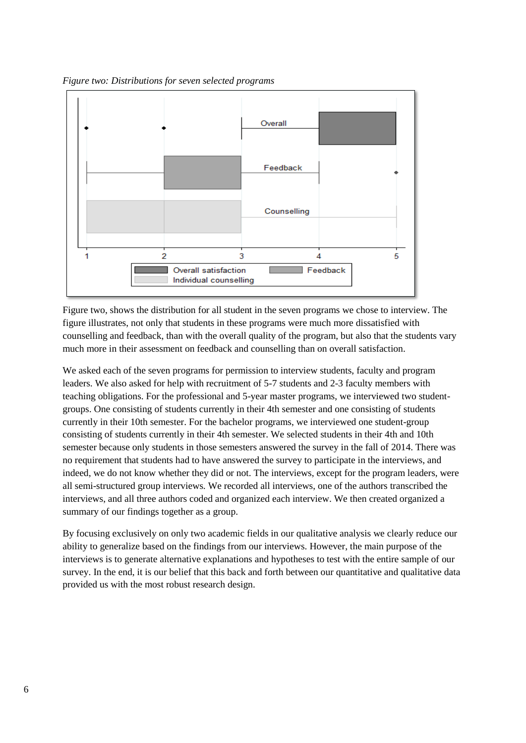*Figure two: Distributions for seven selected programs*

Figure two, shows the distribution for all student in the seven programs we chose to interview. The figure illustrates, not only that students in these programs were much more dissatisfied with counselling and feedback, than with the overall quality of the program, but also that the students vary much more in their assessment on feedback and counselling than on overall satisfaction.

We asked each of the seven programs for permission to interview students, faculty and program leaders. We also asked for help with recruitment of 5-7 students and 2-3 faculty members with teaching obligations. For the professional and 5-year master programs, we interviewed two student-groups. One consisting of students currently in their 4th semester and one consisting of students currently in their 10th semester. For the bachelor programs, we interviewed one student-group consisting of students currently in their 4th semester. We selected students in their 4th and 10th semester because only students in those semesters answered the survey in the fall of 2014. There was no requirement that students had to have answered the survey to participate in the interviews, and indeed, we do not know whether they did or not. The interviews, except for the program leaders, were all semi-structured group interviews. We recorded all interviews, one of the authors transcribed the interviews, and all three authors coded and organized each interview. We then created organized a summary of our findings together as a group.

By focusing exclusively on only two academic fields in our qualitative analysis we clearly reduce our ability to generalize based on the findings from our interviews. However, the main purpose of the interviews is to generate alternative explanations and hypotheses to test with the entire sample of our survey. In the end, it is our belief that this back and forth between our quantitative and qualitative data provided us with the most robust research design.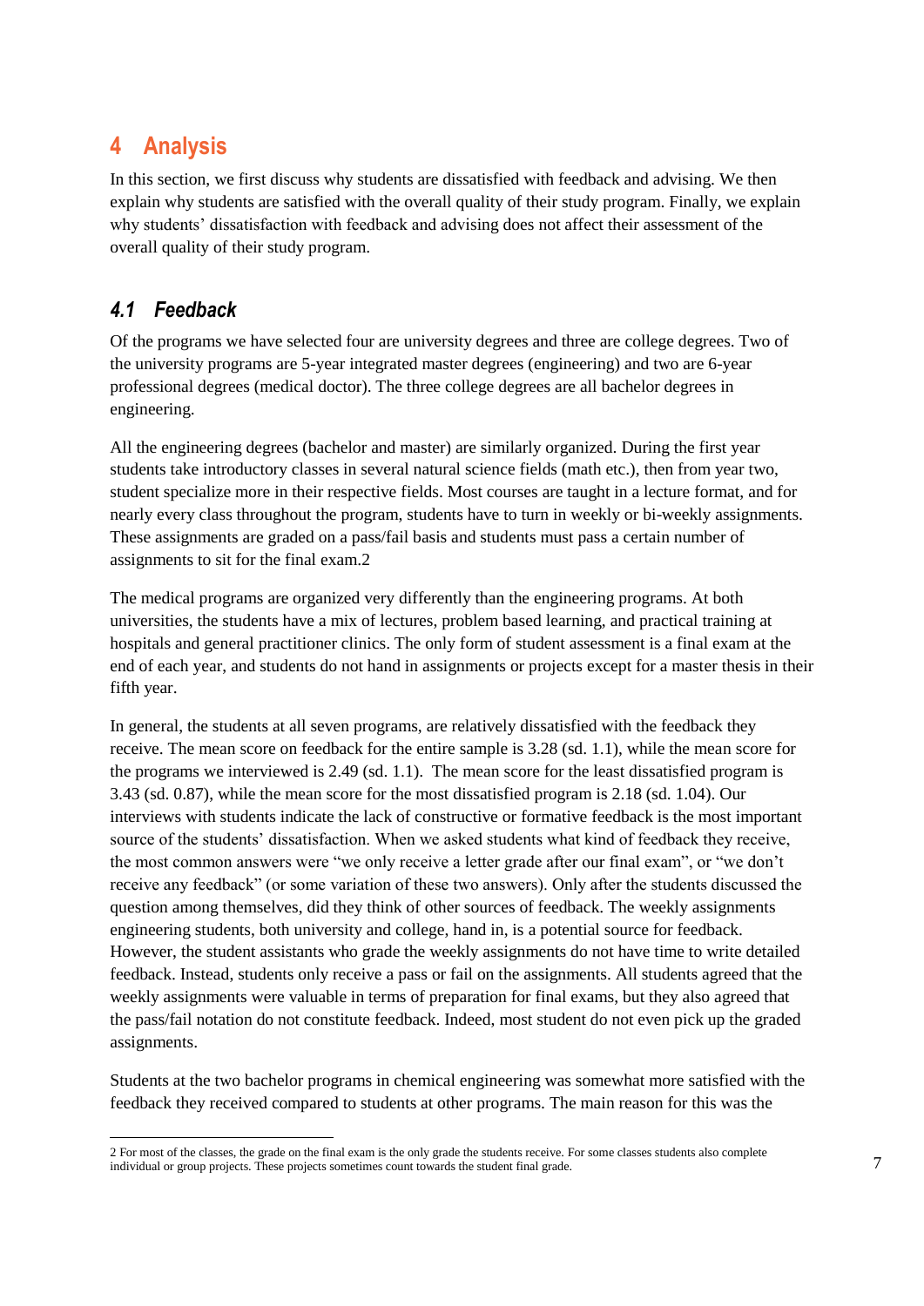# 4 Analysis

In this section, we first discuss why students are dissatisfied with feedback and advising. We then explain why students are satisfied with the overall quality of their study program. Finally, we explain why students' dissatisfaction with feedback and advising does not affect their assessment of the overall quality of their study program.

## *4.1 Feedback*

Of the programs we have selected four are university degrees and three are college degrees. Two of the university programs are 5-year integrated master degrees (engineering) and two are 6-year professional degrees (medical doctor). The three college degrees are all bachelor degrees in engineering.

All the engineering degrees (bachelor and master) are similarly organized. During the first year students take introductory classes in several natural science fields (math etc.), then from year two, student specialize more in their respective fields. Most courses are taught in a lecture format, and for nearly every class throughout the program, students have to turn in weekly or bi-weekly assignments. These assignments are graded on a pass/fail basis and students must pass a certain number of assignments to sit for the final exam.[2]

The medical programs are organized very differently than the engineering programs. At both universities, the students have a mix of lectures, problem based learning, and practical training at hospitals and general practitioner clinics. The only form of student assessment is a final exam at the end of each year, and students do not hand in assignments or projects except for a master thesis in their fifth year.

In general, the students at all seven programs, are relatively dissatisfied with the feedback they receive. The mean score on feedback for the entire sample is 3.28 (sd. 1.1), while the mean score for the programs we interviewed is 2.49 (sd. 1.1). The mean score for the least dissatisfied program is 3.43 (sd. 0.87), while the mean score for the most dissatisfied program is 2.18 (sd. 1.04). Our interviews with students indicate the lack of constructive or formative feedback is the most important source of the students' dissatisfaction. When we asked students what kind of feedback they receive, the most common answers were "we only receive a letter grade after our final exam", or "we don't receive any feedback" (or some variation of these two answers). Only after the students discussed the question among themselves, did they think of other sources of feedback. The weekly assignments engineering students, both university and college, hand in, is a potential source for feedback. However, the student assistants who grade the weekly assignments do not have time to write detailed feedback. Instead, students only receive a pass or fail on the assignments. All students agreed that the weekly assignments were valuable in terms of preparation for final exams, but they also agreed that the pass/fail notation do not constitute feedback. Indeed, most student do not even pick up the graded assignments.

Students at the two bachelor programs in chemical engineering was somewhat more satisfied with the feedback they received compared to students at other programs. The main reason for this was the

---

[2] For most of the classes, the grade on the final exam is the only grade the students receive. For some classes students also complete individual or group projects. These projects sometimes count towards the student final grade.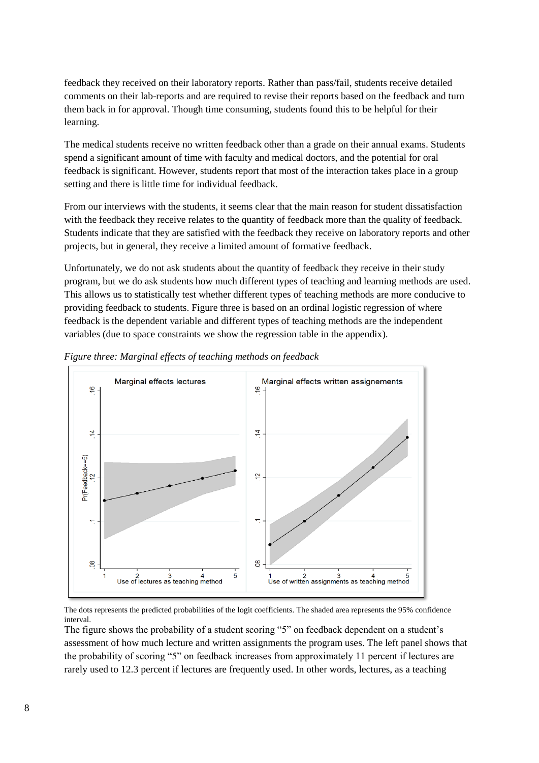feedback they received on their laboratory reports. Rather than pass/fail, students receive detailed comments on their lab-reports and are required to revise their reports based on the feedback and turn them back in for approval. Though time consuming, students found this to be helpful for their learning.

The medical students receive no written feedback other than a grade on their annual exams. Students spend a significant amount of time with faculty and medical doctors, and the potential for oral feedback is significant. However, students report that most of the interaction takes place in a group setting and there is little time for individual feedback.

From our interviews with the students, it seems clear that the main reason for student dissatisfaction with the feedback they receive relates to the quantity of feedback more than the quality of feedback. Students indicate that they are satisfied with the feedback they receive on laboratory reports and other projects, but in general, they receive a limited amount of formative feedback.

Unfortunately, we do not ask students about the quantity of feedback they receive in their study program, but we do ask students how much different types of teaching and learning methods are used. This allows us to statistically test whether different types of teaching methods are more conducive to providing feedback to students. Figure three is based on an ordinal logistic regression of where feedback is the dependent variable and different types of teaching methods are the independent variables (due to space constraints we show the regression table in the appendix).

*Figure three: Marginal effects of teaching methods on feedback*

The dots represents the predicted probabilities of the logit coefficients. The shaded area represents the 95% confidence interval.

The figure shows the probability of a student scoring "5" on feedback dependent on a student's assessment of how much lecture and written assignments the program uses. The left panel shows that the probability of scoring "5" on feedback increases from approximately 11 percent if lectures are rarely used to 12.3 percent if lectures are frequently used. In other words, lectures, as a teaching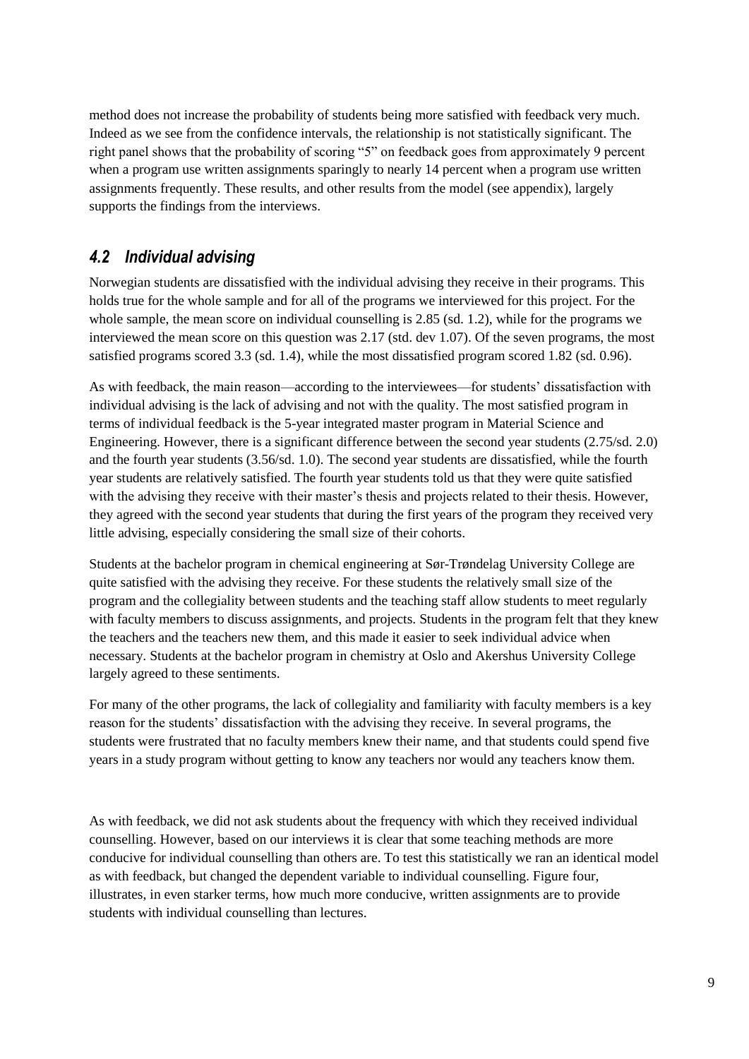method does not increase the probability of students being more satisfied with feedback very much. Indeed as we see from the confidence intervals, the relationship is not statistically significant. The right panel shows that the probability of scoring "5" on feedback goes from approximately 9 percent when a program use written assignments sparingly to nearly 14 percent when a program use written assignments frequently. These results, and other results from the model (see appendix), largely supports the findings from the interviews.

## 4.2 Individual advising

Norwegian students are dissatisfied with the individual advising they receive in their programs. This holds true for the whole sample and for all of the programs we interviewed for this project. For the whole sample, the mean score on individual counselling is 2.85 (sd. 1.2), while for the programs we interviewed the mean score on this question was 2.17 (std. dev 1.07). Of the seven programs, the most satisfied programs scored 3.3 (sd. 1.4), while the most dissatisfied program scored 1.82 (sd. 0.96).

As with feedback, the main reason—according to the interviewees—for students' dissatisfaction with individual advising is the lack of advising and not with the quality. The most satisfied program in terms of individual feedback is the 5-year integrated master program in Material Science and Engineering. However, there is a significant difference between the second year students (2.75/sd. 2.0) and the fourth year students (3.56/sd. 1.0). The second year students are dissatisfied, while the fourth year students are relatively satisfied. The fourth year students told us that they were quite satisfied with the advising they receive with their master's thesis and projects related to their thesis. However, they agreed with the second year students that during the first years of the program they received very little advising, especially considering the small size of their cohorts.

Students at the bachelor program in chemical engineering at Sør-Trøndelag University College are quite satisfied with the advising they receive. For these students the relatively small size of the program and the collegiality between students and the teaching staff allow students to meet regularly with faculty members to discuss assignments, and projects. Students in the program felt that they knew the teachers and the teachers new them, and this made it easier to seek individual advice when necessary. Students at the bachelor program in chemistry at Oslo and Akershus University College largely agreed to these sentiments.

For many of the other programs, the lack of collegiality and familiarity with faculty members is a key reason for the students' dissatisfaction with the advising they receive. In several programs, the students were frustrated that no faculty members knew their name, and that students could spend five years in a study program without getting to know any teachers nor would any teachers know them.

As with feedback, we did not ask students about the frequency with which they received individual counselling. However, based on our interviews it is clear that some teaching methods are more conducive for individual counselling than others are. To test this statistically we ran an identical model as with feedback, but changed the dependent variable to individual counselling. Figure four, illustrates, in even starker terms, how much more conducive, written assignments are to provide students with individual counselling than lectures.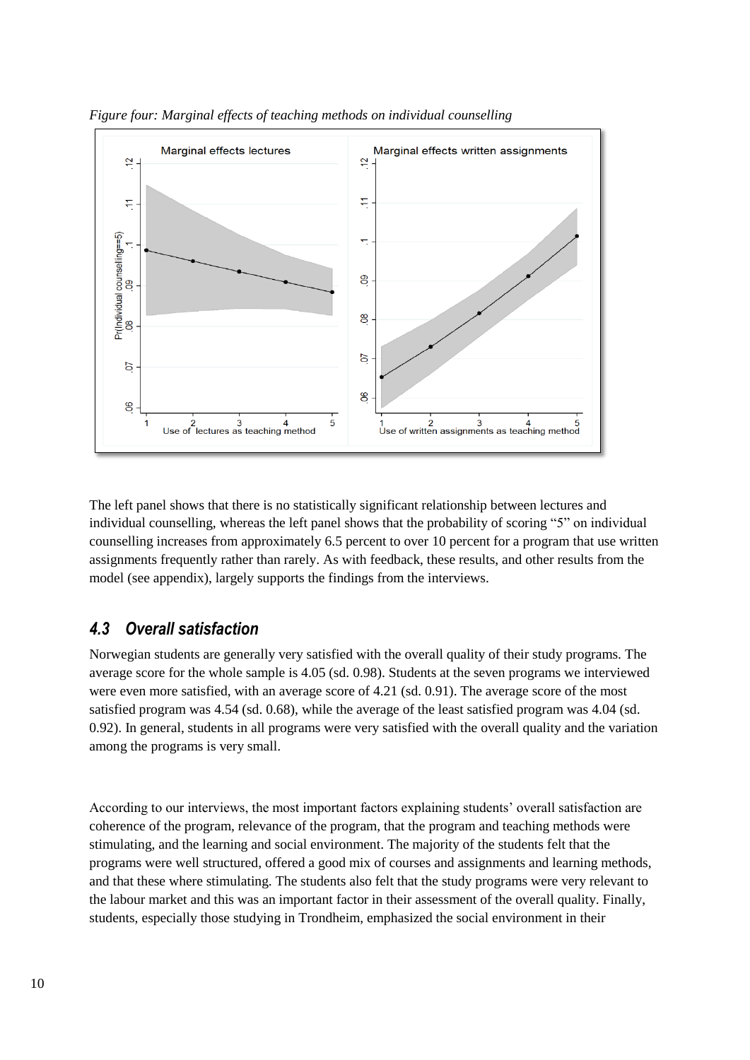*Figure four: Marginal effects of teaching methods on individual counselling*

The left panel shows that there is no statistically significant relationship between lectures and individual counselling, whereas the left panel shows that the probability of scoring "5" on individual counselling increases from approximately 6.5 percent to over 10 percent for a program that use written assignments frequently rather than rarely. As with feedback, these results, and other results from the model (see appendix), largely supports the findings from the interviews.

## 4.3 Overall satisfaction

Norwegian students are generally very satisfied with the overall quality of their study programs. The average score for the whole sample is 4.05 (sd. 0.98). Students at the seven programs we interviewed were even more satisfied, with an average score of 4.21 (sd. 0.91). The average score of the most satisfied program was 4.54 (sd. 0.68), while the average of the least satisfied program was 4.04 (sd. 0.92). In general, students in all programs were very satisfied with the overall quality and the variation among the programs is very small.

According to our interviews, the most important factors explaining students' overall satisfaction are coherence of the program, relevance of the program, that the program and teaching methods were stimulating, and the learning and social environment. The majority of the students felt that the programs were well structured, offered a good mix of courses and assignments and learning methods, and that these where stimulating. The students also felt that the study programs were very relevant to the labour market and this was an important factor in their assessment of the overall quality. Finally, students, especially those studying in Trondheim, emphasized the social environment in their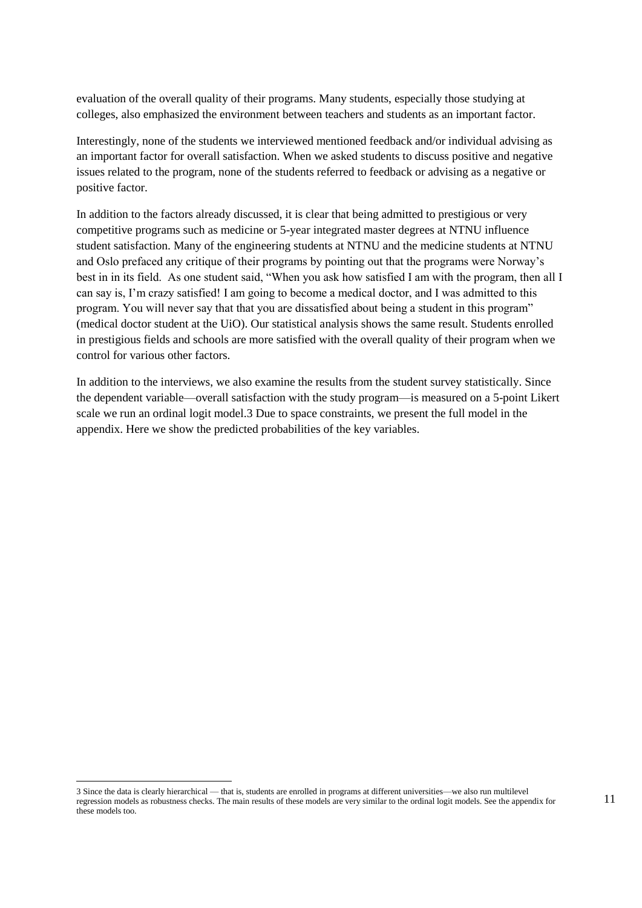evaluation of the overall quality of their programs. Many students, especially those studying at colleges, also emphasized the environment between teachers and students as an important factor.

Interestingly, none of the students we interviewed mentioned feedback and/or individual advising as an important factor for overall satisfaction. When we asked students to discuss positive and negative issues related to the program, none of the students referred to feedback or advising as a negative or positive factor.

In addition to the factors already discussed, it is clear that being admitted to prestigious or very competitive programs such as medicine or 5-year integrated master degrees at NTNU influence student satisfaction. Many of the engineering students at NTNU and the medicine students at NTNU and Oslo prefaced any critique of their programs by pointing out that the programs were Norway's best in in its field. As one student said, "When you ask how satisfied I am with the program, then all I can say is, I'm crazy satisfied! I am going to become a medical doctor, and I was admitted to this program. You will never say that that you are dissatisfied about being a student in this program" (medical doctor student at the UiO). Our statistical analysis shows the same result. Students enrolled in prestigious fields and schools are more satisfied with the overall quality of their program when we control for various other factors.

In addition to the interviews, we also examine the results from the student survey statistically. Since the dependent variable—overall satisfaction with the study program—is measured on a 5-point Likert scale we run an ordinal logit model.[3] Due to space constraints, we present the full model in the appendix. Here we show the predicted probabilities of the key variables.

---

[3] Since the data is clearly hierarchical — that is, students are enrolled in programs at different universities—we also run multilevel regression models as robustness checks. The main results of these models are very similar to the ordinal logit models. See the appendix for these models too.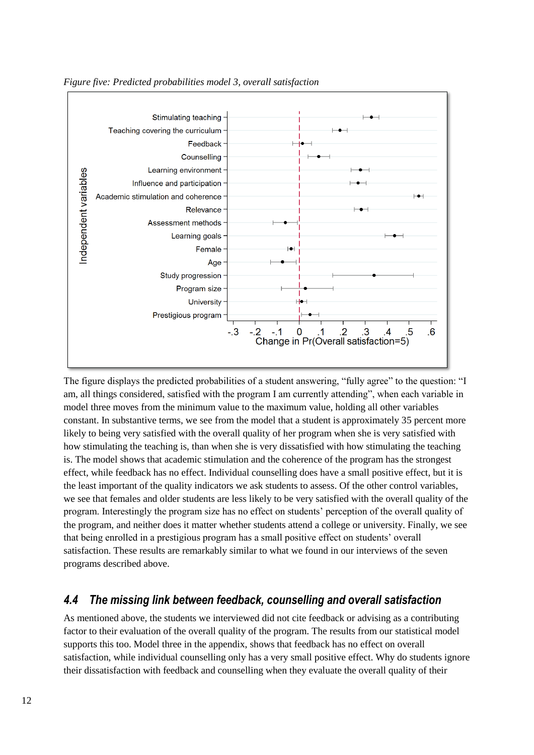*Figure five: Predicted probabilities model 3, overall satisfaction*

The figure displays the predicted probabilities of a student answering, “fully agree” to the question: “I am, all things considered, satisfied with the program I am currently attending”, when each variable in model three moves from the minimum value to the maximum value, holding all other variables constant. In substantive terms, we see from the model that a student is approximately 35 percent more likely to being very satisfied with the overall quality of her program when she is very satisfied with how stimulating the teaching is, than when she is very dissatisfied with how stimulating the teaching is. The model shows that academic stimulation and the coherence of the program has the strongest effect, while feedback has no effect. Individual counselling does have a small positive effect, but it is the least important of the quality indicators we ask students to assess. Of the other control variables, we see that females and older students are less likely to be very satisfied with the overall quality of the program. Interestingly the program size has no effect on students’ perception of the overall quality of the program, and neither does it matter whether students attend a college or university. Finally, we see that being enrolled in a prestigious program has a small positive effect on students’ overall satisfaction. These results are remarkably similar to what we found in our interviews of the seven programs described above.

## 4.4 The missing link between feedback, counselling and overall satisfaction

As mentioned above, the students we interviewed did not cite feedback or advising as a contributing factor to their evaluation of the overall quality of the program. The results from our statistical model supports this too. Model three in the appendix, shows that feedback has no effect on overall satisfaction, while individual counselling only has a very small positive effect. Why do students ignore their dissatisfaction with feedback and counselling when they evaluate the overall quality of their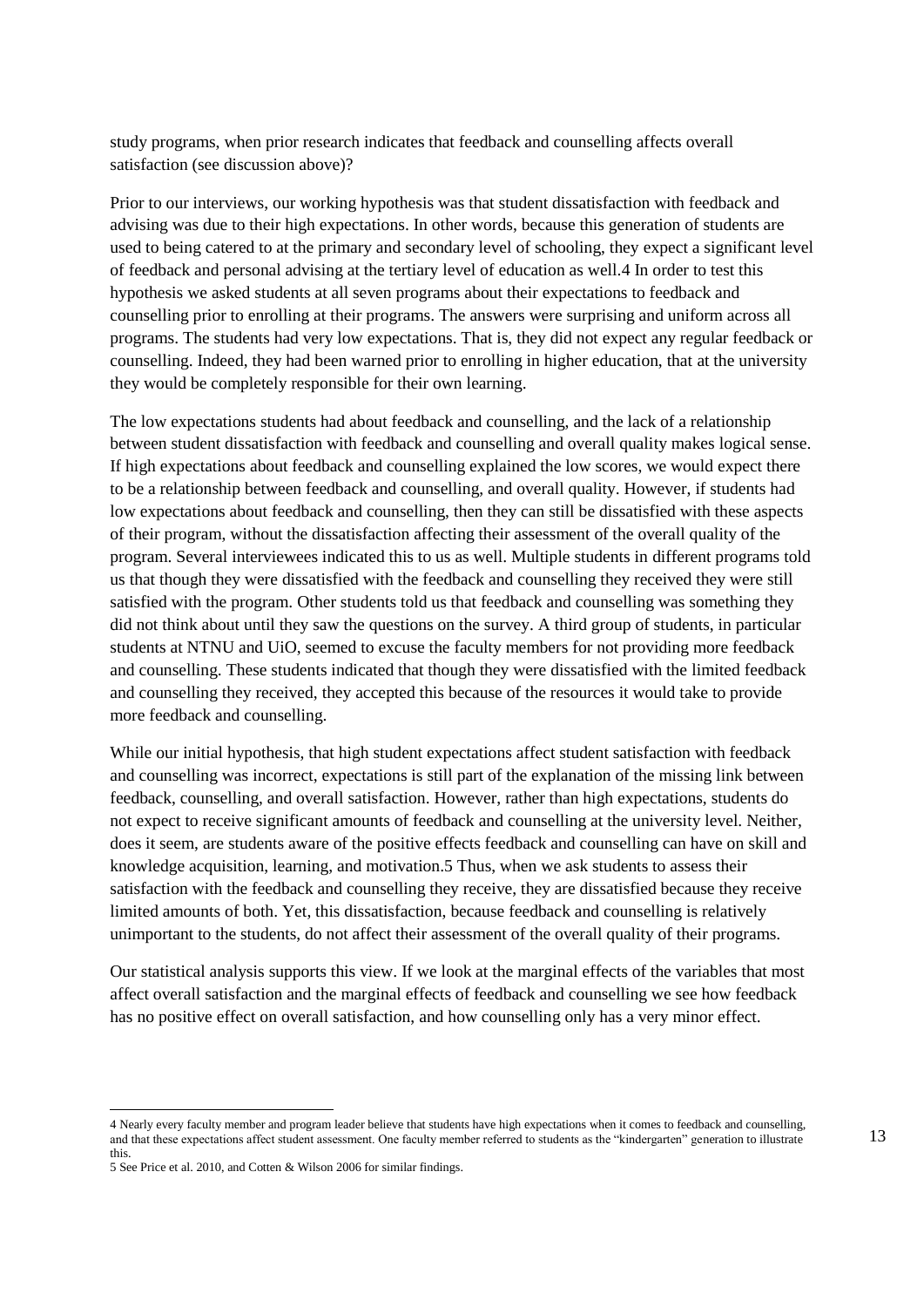study programs, when prior research indicates that feedback and counselling affects overall satisfaction (see discussion above)?

Prior to our interviews, our working hypothesis was that student dissatisfaction with feedback and advising was due to their high expectations. In other words, because this generation of students are used to being catered to at the primary and secondary level of schooling, they expect a significant level of feedback and personal advising at the tertiary level of education as well.[4] In order to test this hypothesis we asked students at all seven programs about their expectations to feedback and counselling prior to enrolling at their programs. The answers were surprising and uniform across all programs. The students had very low expectations. That is, they did not expect any regular feedback or counselling. Indeed, they had been warned prior to enrolling in higher education, that at the university they would be completely responsible for their own learning.

The low expectations students had about feedback and counselling, and the lack of a relationship between student dissatisfaction with feedback and counselling and overall quality makes logical sense. If high expectations about feedback and counselling explained the low scores, we would expect there to be a relationship between feedback and counselling, and overall quality. However, if students had low expectations about feedback and counselling, then they can still be dissatisfied with these aspects of their program, without the dissatisfaction affecting their assessment of the overall quality of the program. Several interviewees indicated this to us as well. Multiple students in different programs told us that though they were dissatisfied with the feedback and counselling they received they were still satisfied with the program. Other students told us that feedback and counselling was something they did not think about until they saw the questions on the survey. A third group of students, in particular students at NTNU and UiO, seemed to excuse the faculty members for not providing more feedback and counselling. These students indicated that though they were dissatisfied with the limited feedback and counselling they received, they accepted this because of the resources it would take to provide more feedback and counselling.

While our initial hypothesis, that high student expectations affect student satisfaction with feedback and counselling was incorrect, expectations is still part of the explanation of the missing link between feedback, counselling, and overall satisfaction. However, rather than high expectations, students do not expect to receive significant amounts of feedback and counselling at the university level. Neither, does it seem, are students aware of the positive effects feedback and counselling can have on skill and knowledge acquisition, learning, and motivation.[5] Thus, when we ask students to assess their satisfaction with the feedback and counselling they receive, they are dissatisfied because they receive limited amounts of both. Yet, this dissatisfaction, because feedback and counselling is relatively unimportant to the students, do not affect their assessment of the overall quality of their programs.

Our statistical analysis supports this view. If we look at the marginal effects of the variables that most affect overall satisfaction and the marginal effects of feedback and counselling we see how feedback has no positive effect on overall satisfaction, and how counselling only has a very minor effect.

---

4 Nearly every faculty member and program leader believe that students have high expectations when it comes to feedback and counselling, and that these expectations affect student assessment. One faculty member referred to students as the "kindergarten" generation to illustrate this.

5 See Price et al. 2010, and Cotten & Wilson 2006 for similar findings.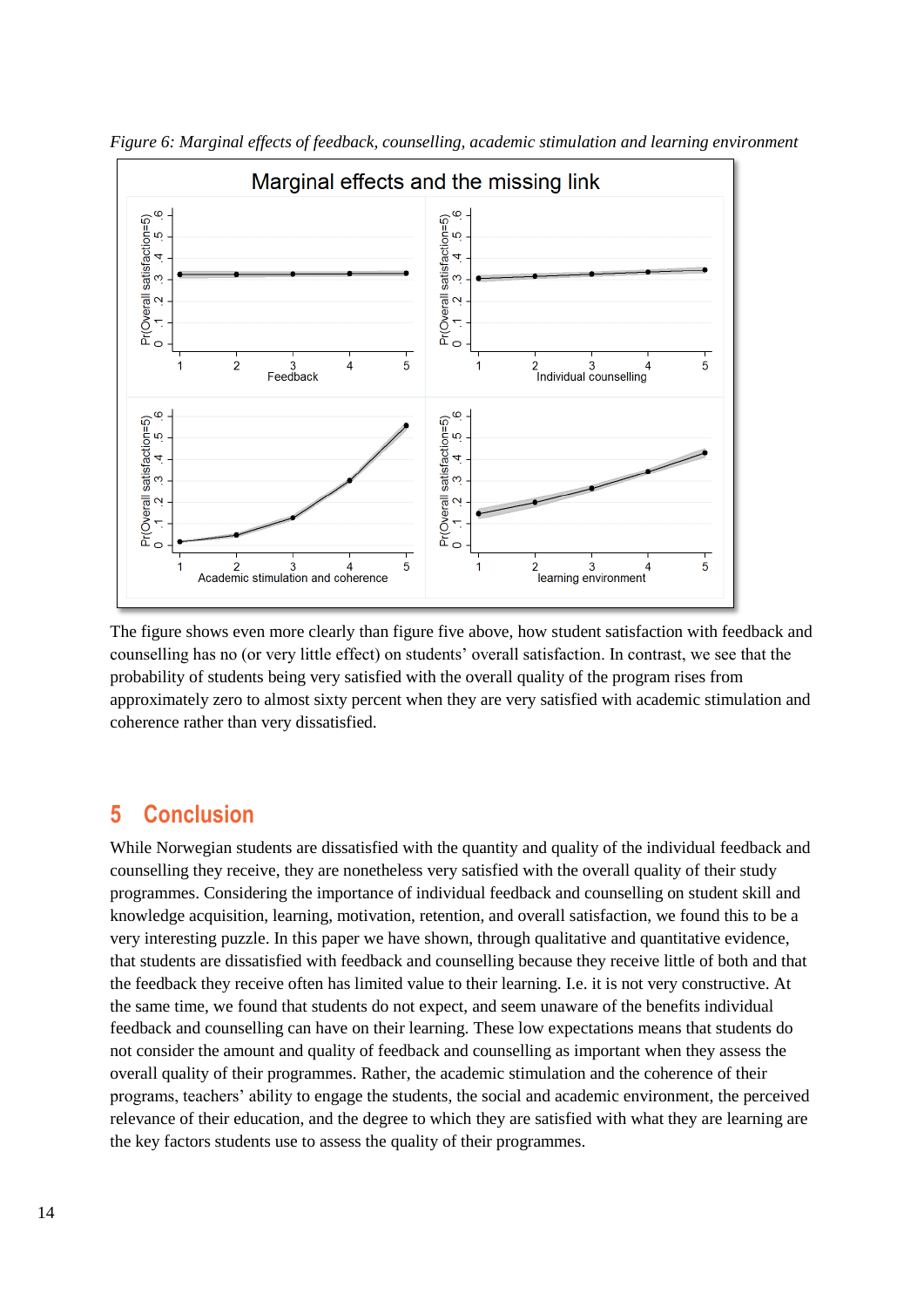*Figure 6: Marginal effects of feedback, counselling, academic stimulation and learning environment*

The figure shows even more clearly than figure five above, how student satisfaction with feedback and counselling has no (or very little effect) on students' overall satisfaction. In contrast, we see that the probability of students being very satisfied with the overall quality of the program rises from approximately zero to almost sixty percent when they are very satisfied with academic stimulation and coherence rather than very dissatisfied.

# 5 Conclusion

While Norwegian students are dissatisfied with the quantity and quality of the individual feedback and counselling they receive, they are nonetheless very satisfied with the overall quality of their study programmes. Considering the importance of individual feedback and counselling on student skill and knowledge acquisition, learning, motivation, retention, and overall satisfaction, we found this to be a very interesting puzzle. In this paper we have shown, through qualitative and quantitative evidence, that students are dissatisfied with feedback and counselling because they receive little of both and that the feedback they receive often has limited value to their learning. I.e. it is not very constructive. At the same time, we found that students do not expect, and seem unaware of the benefits individual feedback and counselling can have on their learning. These low expectations means that students do not consider the amount and quality of feedback and counselling as important when they assess the overall quality of their programmes. Rather, the academic stimulation and the coherence of their programs, teachers' ability to engage the students, the social and academic environment, the perceived relevance of their education, and the degree to which they are satisfied with what they are learning are the key factors students use to assess the quality of their programmes.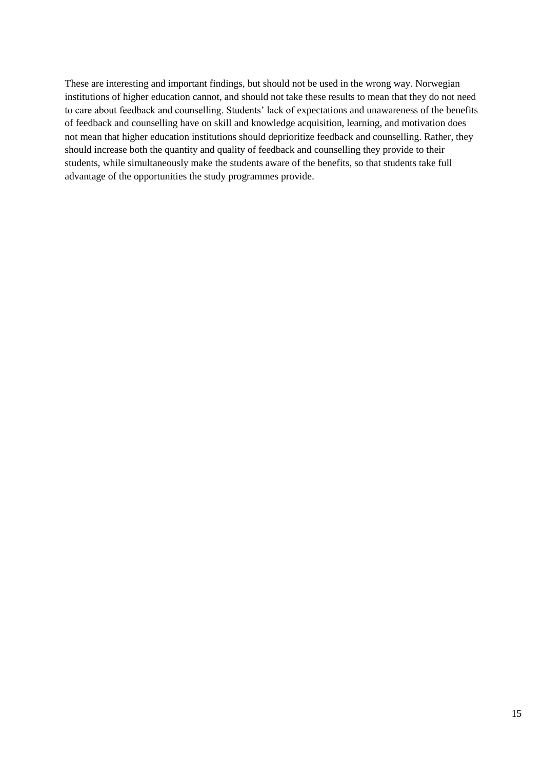These are interesting and important findings, but should not be used in the wrong way. Norwegian institutions of higher education cannot, and should not take these results to mean that they do not need to care about feedback and counselling. Students' lack of expectations and unawareness of the benefits of feedback and counselling have on skill and knowledge acquisition, learning, and motivation does not mean that higher education institutions should deprioritize feedback and counselling. Rather, they should increase both the quantity and quality of feedback and counselling they provide to their students, while simultaneously make the students aware of the benefits, so that students take full advantage of the opportunities the study programmes provide.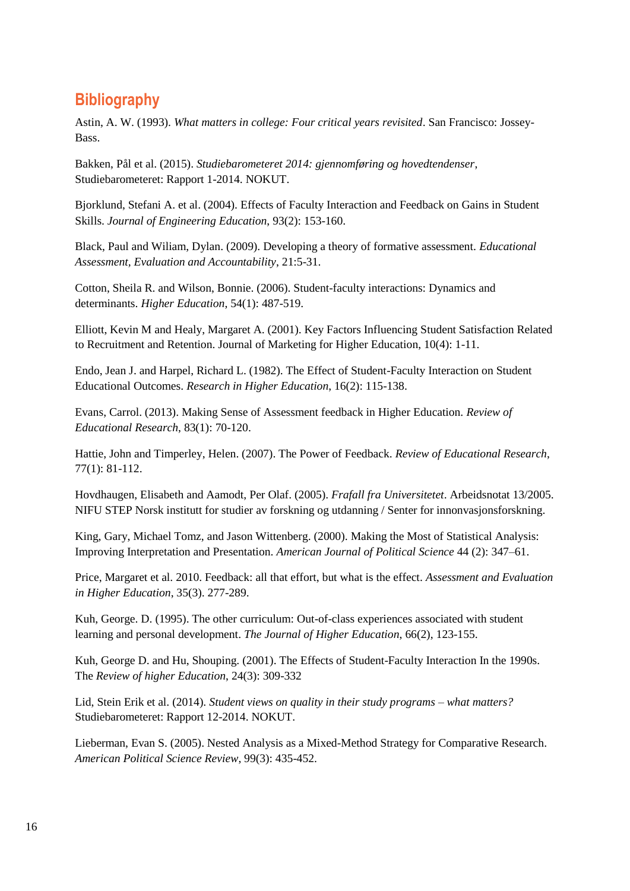## Bibliography

Astin, A. W. (1993). *What matters in college: Four critical years revisited*. San Francisco: Jossey-Bass.

Bakken, Pål et al. (2015). *Studiebarometeret 2014: gjennomføring og hovedtendenser*, Studiebarometeret: Rapport 1-2014. NOKUT.

Bjorklund, Stefani A. et al. (2004). Effects of Faculty Interaction and Feedback on Gains in Student Skills. *Journal of Engineering Education*, 93(2): 153-160.

Black, Paul and Wiliam, Dylan. (2009). Developing a theory of formative assessment. *Educational Assessment, Evaluation and Accountability*, 21:5-31.

Cotton, Sheila R. and Wilson, Bonnie. (2006). Student-faculty interactions: Dynamics and determinants. *Higher Education*, 54(1): 487-519.

Elliott, Kevin M and Healy, Margaret A. (2001). Key Factors Influencing Student Satisfaction Related to Recruitment and Retention. Journal of Marketing for Higher Education, 10(4): 1-11.

Endo, Jean J. and Harpel, Richard L. (1982). The Effect of Student-Faculty Interaction on Student Educational Outcomes. *Research in Higher Education*, 16(2): 115-138.

Evans, Carrol. (2013). Making Sense of Assessment feedback in Higher Education. *Review of Educational Research*, 83(1): 70-120.

Hattie, John and Timperley, Helen. (2007). The Power of Feedback. *Review of Educational Research*, 77(1): 81-112.

Hovdhaugen, Elisabeth and Aamodt, Per Olaf. (2005). *Frafall fra Universitetet*. Arbeidsnotat 13/2005. NIFU STEP Norsk institutt for studier av forskning og utdanning / Senter for innonvasjonsforskning.

King, Gary, Michael Tomz, and Jason Wittenberg. (2000). Making the Most of Statistical Analysis: Improving Interpretation and Presentation. *American Journal of Political Science* 44 (2): 347–61.

Price, Margaret et al. 2010. Feedback: all that effort, but what is the effect. *Assessment and Evaluation in Higher Education*, 35(3). 277-289.

Kuh, George. D. (1995). The other curriculum: Out-of-class experiences associated with student learning and personal development. *The Journal of Higher Education*, 66(2), 123-155.

Kuh, George D. and Hu, Shouping. (2001). The Effects of Student-Faculty Interaction In the 1990s. The *Review of higher Education*, 24(3): 309-332

Lid, Stein Erik et al. (2014). *Student views on quality in their study programs – what matters?* Studiebarometeret: Rapport 12-2014. NOKUT.

Lieberman, Evan S. (2005). Nested Analysis as a Mixed-Method Strategy for Comparative Research. *American Political Science Review*, 99(3): 435-452.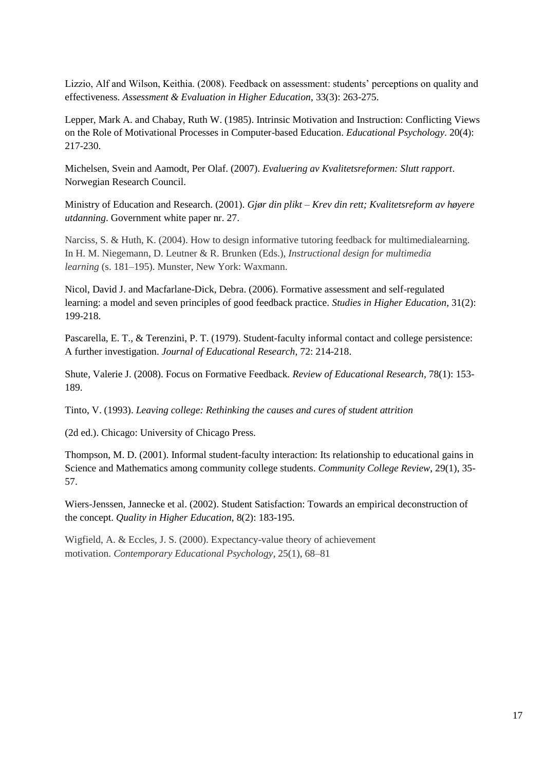Lizzio, Alf and Wilson, Keithia. (2008). Feedback on assessment: students' perceptions on quality and effectiveness. *Assessment & Evaluation in Higher Education*, 33(3): 263-275.

Lepper, Mark A. and Chabay, Ruth W. (1985). Intrinsic Motivation and Instruction: Conflicting Views on the Role of Motivational Processes in Computer-based Education. *Educational Psychology*. 20(4): 217-230.

Michelsen, Svein and Aamodt, Per Olaf. (2007). *Evaluering av Kvalitetsreformen: Slutt rapport*. Norwegian Research Council.

Ministry of Education and Research. (2001). *Gjør din plikt – Krev din rett; Kvalitetsreform av høyere utdanning*. Government white paper nr. 27.

Narciss, S. & Huth, K. (2004). How to design informative tutoring feedback for multimedialearning. In H. M. Niegemann, D. Leutner & R. Brunken (Eds.), *Instructional design for multimedia learning* (s. 181–195). Munster, New York: Waxmann.

Nicol, David J. and Macfarlane-Dick, Debra. (2006). Formative assessment and self-regulated learning: a model and seven principles of good feedback practice. *Studies in Higher Education*, 31(2): 199-218.

Pascarella, E. T., & Terenzini, P. T. (1979). Student-faculty informal contact and college persistence: A further investigation. *Journal of Educational Research*, 72: 214-218.

Shute, Valerie J. (2008). Focus on Formative Feedback. *Review of Educational Research*, 78(1): 153-189.

Tinto, V. (1993). *Leaving college: Rethinking the causes and cures of student attrition*

(2d ed.). Chicago: University of Chicago Press.

Thompson, M. D. (2001). Informal student-faculty interaction: Its relationship to educational gains in Science and Mathematics among community college students. *Community College Review*, 29(1), 35-57.

Wiers-Jenssen, Jannecke et al. (2002). Student Satisfaction: Towards an empirical deconstruction of the concept. *Quality in Higher Education*, 8(2): 183-195.

Wigfield, A. & Eccles, J. S. (2000). Expectancy-value theory of achievement motivation. *Contemporary Educational Psychology*, 25(1), 68–81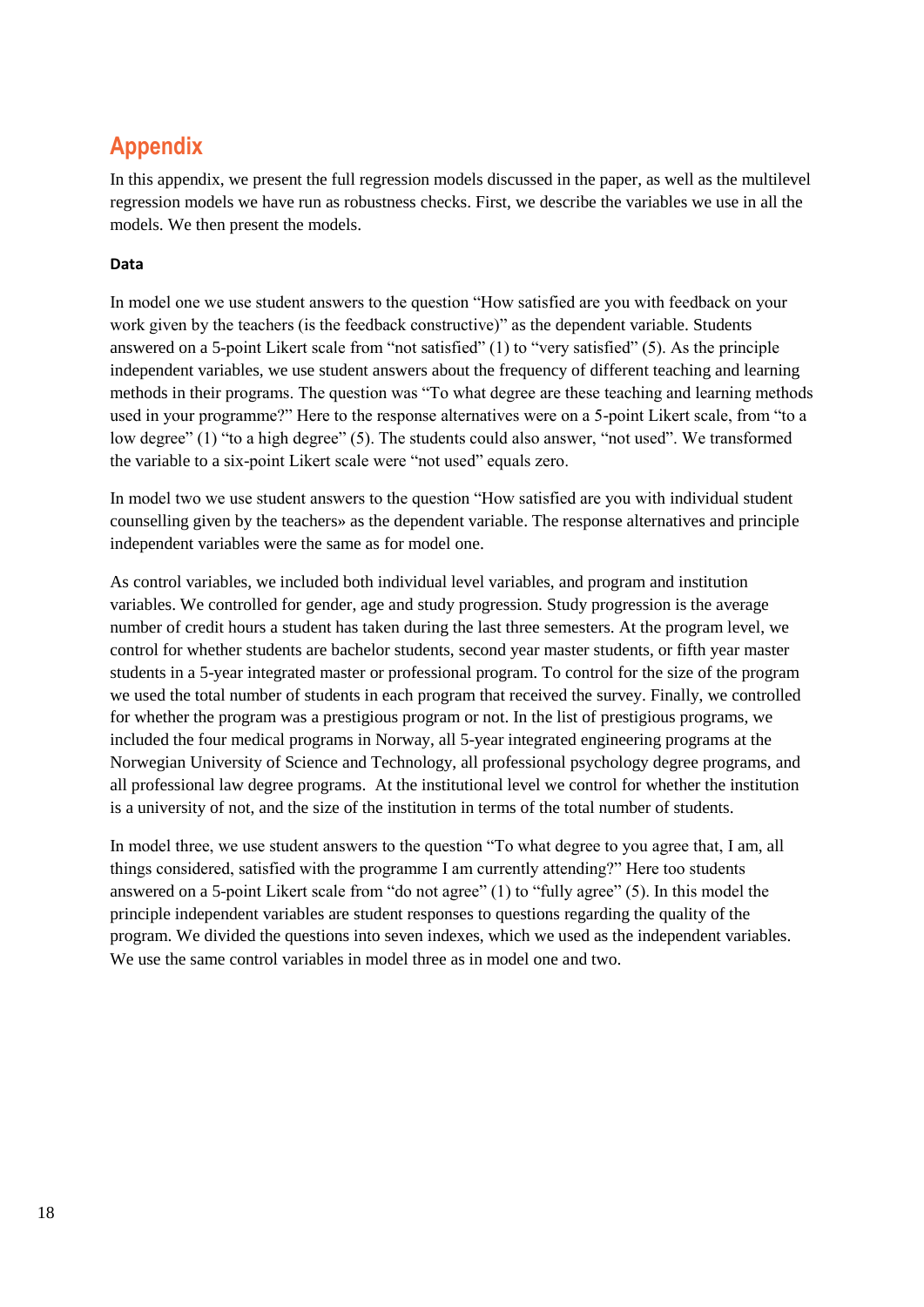# Appendix

In this appendix, we present the full regression models discussed in the paper, as well as the multilevel regression models we have run as robustness checks. First, we describe the variables we use in all the models. We then present the models.

**Data**

In model one we use student answers to the question "How satisfied are you with feedback on your work given by the teachers (is the feedback constructive)" as the dependent variable. Students answered on a 5-point Likert scale from "not satisfied" (1) to "very satisfied" (5). As the principle independent variables, we use student answers about the frequency of different teaching and learning methods in their programs. The question was "To what degree are these teaching and learning methods used in your programme?" Here to the response alternatives were on a 5-point Likert scale, from "to a low degree" (1) "to a high degree" (5). The students could also answer, "not used". We transformed the variable to a six-point Likert scale were "not used" equals zero.

In model two we use student answers to the question "How satisfied are you with individual student counselling given by the teachers» as the dependent variable. The response alternatives and principle independent variables were the same as for model one.

As control variables, we included both individual level variables, and program and institution variables. We controlled for gender, age and study progression. Study progression is the average number of credit hours a student has taken during the last three semesters. At the program level, we control for whether students are bachelor students, second year master students, or fifth year master students in a 5-year integrated master or professional program. To control for the size of the program we used the total number of students in each program that received the survey. Finally, we controlled for whether the program was a prestigious program or not. In the list of prestigious programs, we included the four medical programs in Norway, all 5-year integrated engineering programs at the Norwegian University of Science and Technology, all professional psychology degree programs, and all professional law degree programs. At the institutional level we control for whether the institution is a university of not, and the size of the institution in terms of the total number of students.

In model three, we use student answers to the question "To what degree to you agree that, I am, all things considered, satisfied with the programme I am currently attending?" Here too students answered on a 5-point Likert scale from "do not agree" (1) to "fully agree" (5). In this model the principle independent variables are student responses to questions regarding the quality of the program. We divided the questions into seven indexes, which we used as the independent variables. We use the same control variables in model three as in model one and two.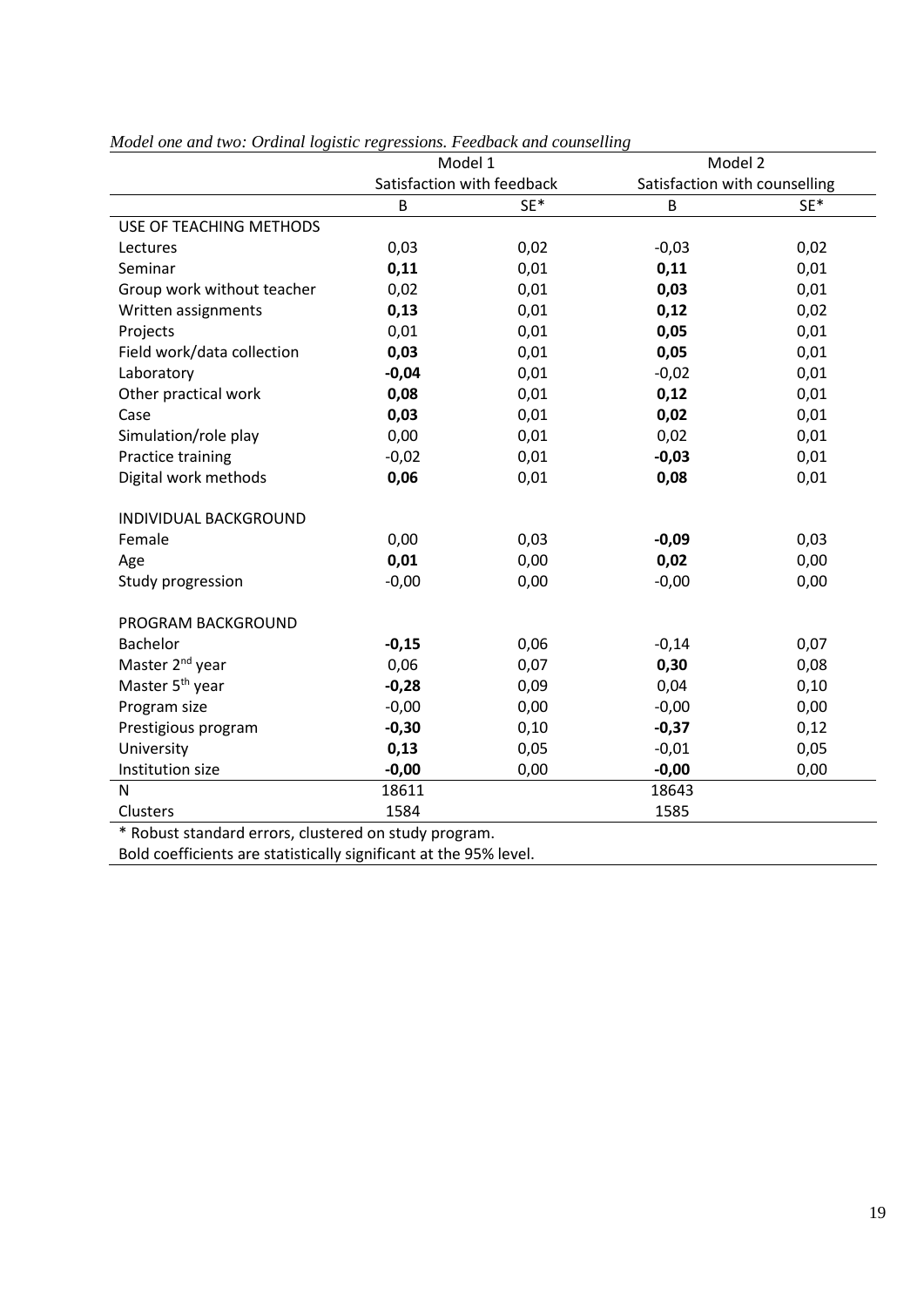*Model one and two: Ordinal logistic regressions. Feedback and counselling*

| | Model 1 | | Model 2 | |
|---|---|---|---|---|
| | Satisfaction with feedback | | Satisfaction with counselling | |
| | B | SE* | B | SE* |
| USE OF TEACHING METHODS | | | | |
| Lectures | 0,03 | 0,02 | -0,03 | 0,02 |
| Seminar | **0,11** | 0,01 | **0,11** | 0,01 |
| Group work without teacher | 0,02 | 0,01 | **0,03** | 0,01 |
| Written assignments | **0,13** | 0,01 | **0,12** | 0,02 |
| Projects | 0,01 | 0,01 | **0,05** | 0,01 |
| Field work/data collection | **0,03** | 0,01 | **0,05** | 0,01 |
| Laboratory | **-0,04** | 0,01 | -0,02 | 0,01 |
| Other practical work | **0,08** | 0,01 | **0,12** | 0,01 |
| Case | **0,03** | 0,01 | **0,02** | 0,01 |
| Simulation/role play | 0,00 | 0,01 | 0,02 | 0,01 |
| Practice training | -0,02 | 0,01 | **-0,03** | 0,01 |
| Digital work methods | **0,06** | 0,01 | **0,08** | 0,01 |
| | | | | |
| INDIVIDUAL BACKGROUND | | | | |
| Female | 0,00 | 0,03 | **-0,09** | 0,03 |
| Age | **0,01** | 0,00 | **0,02** | 0,00 |
| Study progression | -0,00 | 0,00 | -0,00 | 0,00 |
| | | | | |
| PROGRAM BACKGROUND | | | | |
| Bachelor | **-0,15** | 0,06 | -0,14 | 0,07 |
| Master 2nd year | 0,06 | 0,07 | **0,30** | 0,08 |
| Master 5th year | **-0,28** | 0,09 | 0,04 | 0,10 |
| Program size | -0,00 | 0,00 | -0,00 | 0,00 |
| Prestigious program | **-0,30** | 0,10 | **-0,37** | 0,12 |
| University | **0,13** | 0,05 | -0,01 | 0,05 |
| Institution size | **-0,00** | 0,00 | **-0,00** | 0,00 |
| N | 18611 | | 18643 | |
| Clusters | 1584 | | 1585 | |

* Robust standard errors, clustered on study program.

Bold coefficients are statistically significant at the 95% level.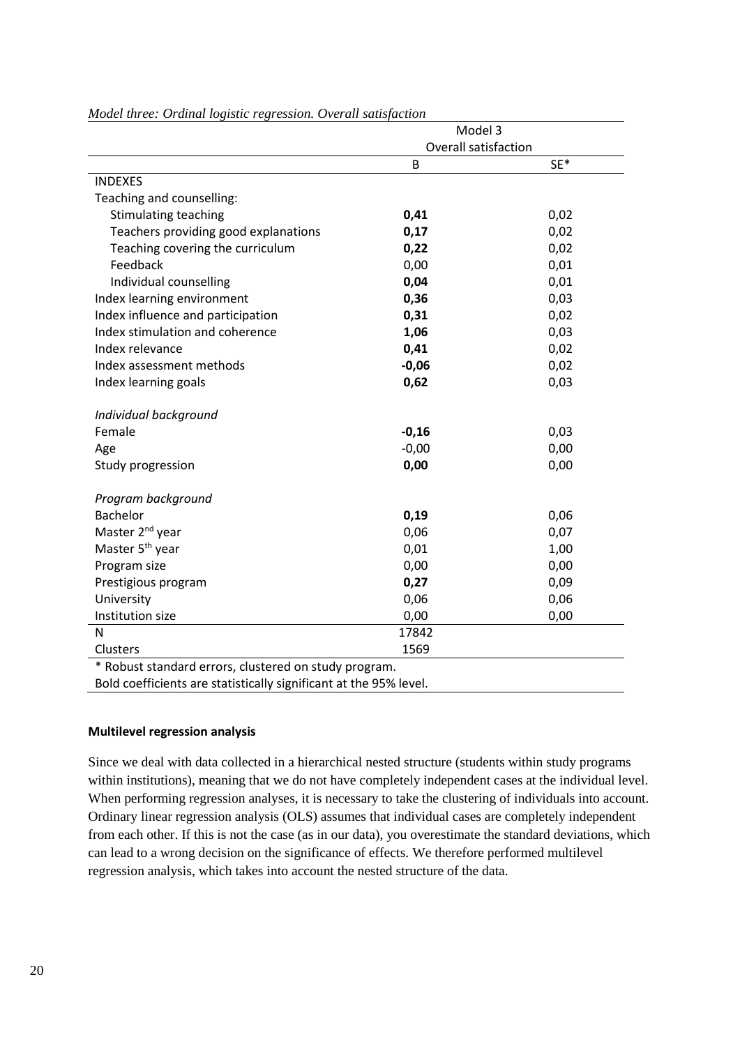*Model three: Ordinal logistic regression. Overall satisfaction*

| | Model 3 | |
|---|---|---|
| | Overall satisfaction | |
| | B | SE* |
| INDEXES | | |
| Teaching and counselling: | | |
| Stimulating teaching | **0,41** | 0,02 |
| Teachers providing good explanations | **0,17** | 0,02 |
| Teaching covering the curriculum | **0,22** | 0,02 |
| Feedback | 0,00 | 0,01 |
| Individual counselling | **0,04** | 0,01 |
| Index learning environment | **0,36** | 0,03 |
| Index influence and participation | **0,31** | 0,02 |
| Index stimulation and coherence | **1,06** | 0,03 |
| Index relevance | **0,41** | 0,02 |
| Index assessment methods | **-0,06** | 0,02 |
| Index learning goals | **0,62** | 0,03 |
| *Individual background* | | |
| Female | **-0,16** | 0,03 |
| Age | -0,00 | 0,00 |
| Study progression | **0,00** | 0,00 |
| *Program background* | | |
| Bachelor | **0,19** | 0,06 |
| Master 2nd year | 0,06 | 0,07 |
| Master 5th year | 0,01 | 1,00 |
| Program size | 0,00 | 0,00 |
| Prestigious program | **0,27** | 0,09 |
| University | 0,06 | 0,06 |
| Institution size | 0,00 | 0,00 |
| N | 17842 | |
| Clusters | 1569 | |

\* Robust standard errors, clustered on study program.
Bold coefficients are statistically significant at the 95% level.

**Multilevel regression analysis**

Since we deal with data collected in a hierarchical nested structure (students within study programs within institutions), meaning that we do not have completely independent cases at the individual level. When performing regression analyses, it is necessary to take the clustering of individuals into account. Ordinary linear regression analysis (OLS) assumes that individual cases are completely independent from each other. If this is not the case (as in our data), you overestimate the standard deviations, which can lead to a wrong decision on the significance of effects. We therefore performed multilevel regression analysis, which takes into account the nested structure of the data.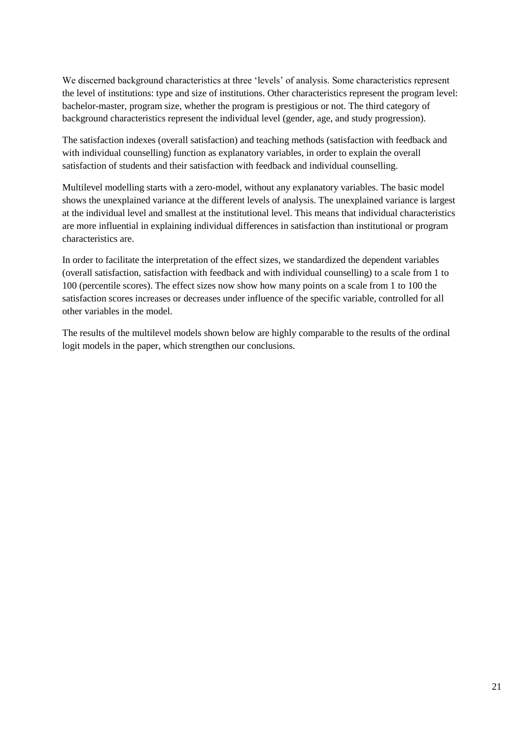We discerned background characteristics at three 'levels' of analysis. Some characteristics represent the level of institutions: type and size of institutions. Other characteristics represent the program level: bachelor-master, program size, whether the program is prestigious or not. The third category of background characteristics represent the individual level (gender, age, and study progression).

The satisfaction indexes (overall satisfaction) and teaching methods (satisfaction with feedback and with individual counselling) function as explanatory variables, in order to explain the overall satisfaction of students and their satisfaction with feedback and individual counselling.

Multilevel modelling starts with a zero-model, without any explanatory variables. The basic model shows the unexplained variance at the different levels of analysis. The unexplained variance is largest at the individual level and smallest at the institutional level. This means that individual characteristics are more influential in explaining individual differences in satisfaction than institutional or program characteristics are.

In order to facilitate the interpretation of the effect sizes, we standardized the dependent variables (overall satisfaction, satisfaction with feedback and with individual counselling) to a scale from 1 to 100 (percentile scores). The effect sizes now show how many points on a scale from 1 to 100 the satisfaction scores increases or decreases under influence of the specific variable, controlled for all other variables in the model.

The results of the multilevel models shown below are highly comparable to the results of the ordinal logit models in the paper, which strengthen our conclusions.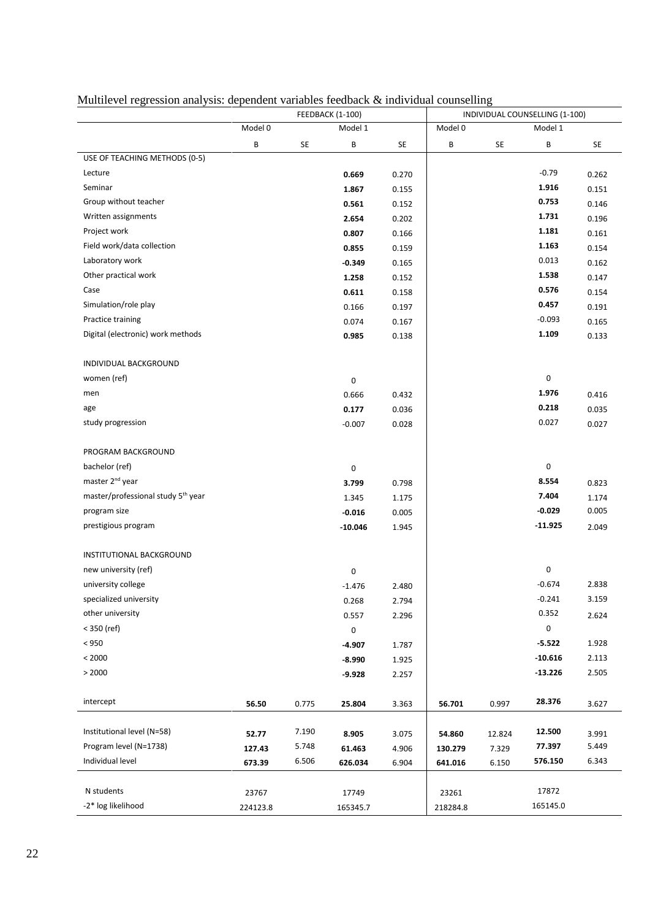Multilevel regression analysis: dependent variables feedback & individual counselling

| | FEEDBACK (1-100) | | | | INDIVIDUAL COUNSELLING (1-100) | | | |
|---|---|---|---|---|---|---|---|---|
| | Model 0 | | Model 1 | | Model 0 | | Model 1 | |
| | B | SE | B | SE | B | SE | B | SE |
| USE OF TEACHING METHODS (0-5) | | | | | | | | |
| Lecture | | | **0.669** | 0.270 | | | -0.79 | 0.262 |
| Seminar | | | **1.867** | 0.155 | | | **1.916** | 0.151 |
| Group without teacher | | | **0.561** | 0.152 | | | **0.753** | 0.146 |
| Written assignments | | | **2.654** | 0.202 | | | **1.731** | 0.196 |
| Project work | | | **0.807** | 0.166 | | | **1.181** | 0.161 |
| Field work/data collection | | | **0.855** | 0.159 | | | **1.163** | 0.154 |
| Laboratory work | | | **-0.349** | 0.165 | | | 0.013 | 0.162 |
| Other practical work | | | **1.258** | 0.152 | | | **1.538** | 0.147 |
| Case | | | **0.611** | 0.158 | | | **0.576** | 0.154 |
| Simulation/role play | | | 0.166 | 0.197 | | | **0.457** | 0.191 |
| Practice training | | | 0.074 | 0.167 | | | -0.093 | 0.165 |
| Digital (electronic) work methods | | | **0.985** | 0.138 | | | **1.109** | 0.133 |
| | | | | | | | | |
| INDIVIDUAL BACKGROUND | | | | | | | | |
| women (ref) | | | 0 | | | | 0 | |
| men | | | 0.666 | 0.432 | | | **1.976** | 0.416 |
| age | | | **0.177** | 0.036 | | | **0.218** | 0.035 |
| study progression | | | -0.007 | 0.028 | | | 0.027 | 0.027 |
| | | | | | | | | |
| PROGRAM BACKGROUND | | | | | | | | |
| bachelor (ref) | | | 0 | | | | 0 | |
| master 2nd year | | | **3.799** | 0.798 | | | **8.554** | 0.823 |
| master/professional study 5th year | | | 1.345 | 1.175 | | | **7.404** | 1.174 |
| program size | | | **-0.016** | 0.005 | | | **-0.029** | 0.005 |
| prestigious program | | | **-10.046** | 1.945 | | | **-11.925** | 2.049 |
| | | | | | | | | |
| INSTITUTIONAL BACKGROUND | | | | | | | | |
| new university (ref) | | | 0 | | | | 0 | |
| university college | | | -1.476 | 2.480 | | | -0.674 | 2.838 |
| specialized university | | | 0.268 | 2.794 | | | -0.241 | 3.159 |
| other university | | | 0.557 | 2.296 | | | 0.352 | 2.624 |
| < 350 (ref) | | | 0 | | | | 0 | |
| < 950 | | | **-4.907** | 1.787 | | | **-5.522** | 1.928 |
| < 2000 | | | **-8.990** | 1.925 | | | **-10.616** | 2.113 |
| > 2000 | | | **-9.928** | 2.257 | | | **-13.226** | 2.505 |
| | | | | | | | | |
| intercept | **56.50** | 0.775 | **25.804** | 3.363 | **56.701** | 0.997 | **28.376** | 3.627 |
| | | | | | | | | |
| Institutional level (N=58) | **52.77** | 7.190 | **8.905** | 3.075 | **54.860** | 12.824 | **12.500** | 3.991 |
| Program level (N=1738) | **127.43** | 5.748 | **61.463** | 4.906 | **130.279** | 7.329 | **77.397** | 5.449 |
| Individual level | **673.39** | 6.506 | **626.034** | 6.904 | **641.016** | 6.150 | **576.150** | 6.343 |
| | | | | | | | | |
| N students | 23767 | | 17749 | | 23261 | | 17872 | |
| -2* log likelihood | 224123.8 | | 165345.7 | | 218284.8 | | 165145.0 | |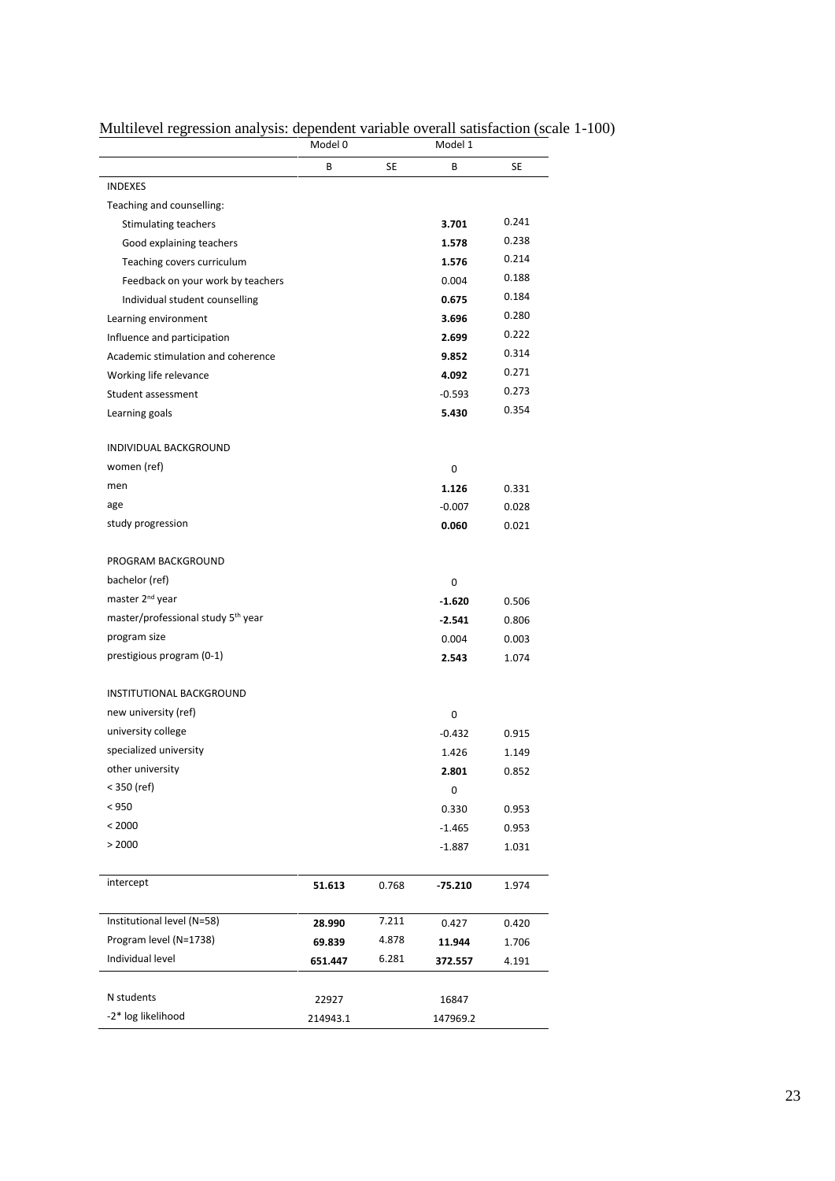Multilevel regression analysis: dependent variable overall satisfaction (scale 1-100)

| | Model 0 | | Model 1 | |
|---|---|---|---|---|
| | B | SE | B | SE |
| INDEXES | | | | |
| Teaching and counselling: | | | | |
| Stimulating teachers | | | **3.701** | 0.241 |
| Good explaining teachers | | | **1.578** | 0.238 |
| Teaching covers curriculum | | | **1.576** | 0.214 |
| Feedback on your work by teachers | | | 0.004 | 0.188 |
| Individual student counselling | | | **0.675** | 0.184 |
| Learning environment | | | **3.696** | 0.280 |
| Influence and participation | | | **2.699** | 0.222 |
| Academic stimulation and coherence | | | **9.852** | 0.314 |
| Working life relevance | | | **4.092** | 0.271 |
| Student assessment | | | -0.593 | 0.273 |
| Learning goals | | | **5.430** | 0.354 |
| | | | | |
| INDIVIDUAL BACKGROUND | | | | |
| women (ref) | | | 0 | |
| men | | | **1.126** | 0.331 |
| age | | | -0.007 | 0.028 |
| study progression | | | **0.060** | 0.021 |
| | | | | |
| PROGRAM BACKGROUND | | | | |
| bachelor (ref) | | | 0 | |
| master 2nd year | | | **-1.620** | 0.506 |
| master/professional study 5th year | | | **-2.541** | 0.806 |
| program size | | | 0.004 | 0.003 |
| prestigious program (0-1) | | | **2.543** | 1.074 |
| | | | | |
| INSTITUTIONAL BACKGROUND | | | | |
| new university (ref) | | | 0 | |
| university college | | | -0.432 | 0.915 |
| specialized university | | | 1.426 | 1.149 |
| other university | | | **2.801** | 0.852 |
| < 350 (ref) | | | 0 | |
| < 950 | | | 0.330 | 0.953 |
| < 2000 | | | -1.465 | 0.953 |
| > 2000 | | | -1.887 | 1.031 |
| | | | | |
| intercept | **51.613** | 0.768 | **-75.210** | 1.974 |
| | | | | |
| Institutional level (N=58) | **28.990** | 7.211 | 0.427 | 0.420 |
| Program level (N=1738) | **69.839** | 4.878 | **11.944** | 1.706 |
| Individual level | **651.447** | 6.281 | **372.557** | 4.191 |
| | | | | |
| N students | 22927 | | 16847 | |
| -2* log likelihood | 214943.1 | | 147969.2 | |